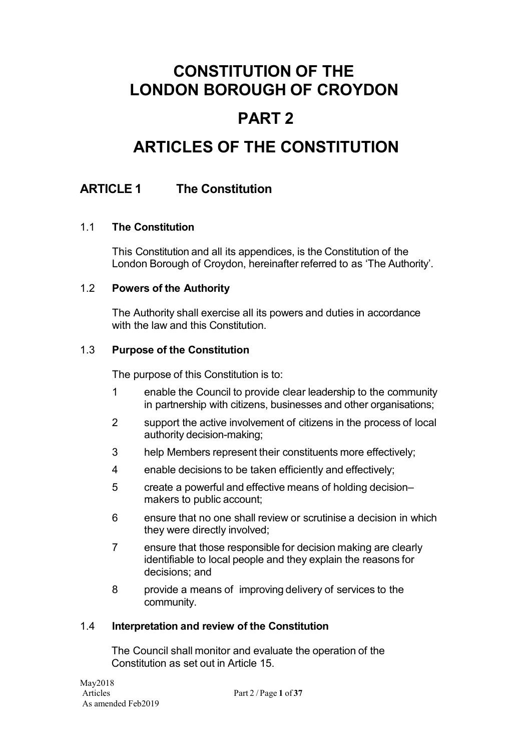# CONSTITUTION OF THE LONDON BOROUGH OF CROYDON

# PART 2

# ARTICLES OF THE CONSTITUTION

## ARTICLE 1 The Constitution

### 1.1 The Constitution

This Constitution and all its appendices, is the Constitution of the London Borough of Croydon, hereinafter referred to as 'The Authority'.

### 1.2 Powers of the Authority

The Authority shall exercise all its powers and duties in accordance with the law and this Constitution.

### 1.3 Purpose of the Constitution

The purpose of this Constitution is to:

1. enable the Council to provide clear leadership to the community in partnership with citizens, businesses and other organisations;
2. support the active involvement of citizens in the process of local authority decision-making;
3. help Members represent their constituents more effectively;
4. enable decisions to be taken efficiently and effectively;
5. create a powerful and effective means of holding decision–makers to public account;
6. ensure that no one shall review or scrutinise a decision in which they were directly involved;
7. ensure that those responsible for decision making are clearly identifiable to local people and they explain the reasons for decisions; and
8. provide a means of improving delivery of services to the community.

### 1.4 Interpretation and review of the Constitution

The Council shall monitor and evaluate the operation of the Constitution as set out in Article 15.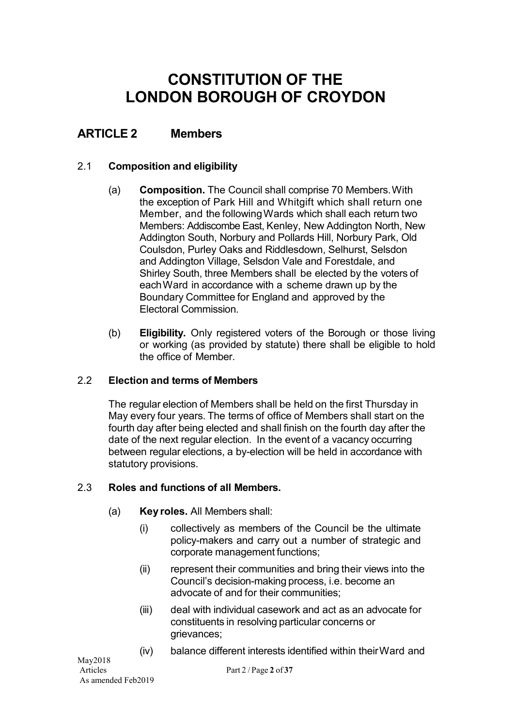# CONSTITUTION OF THE LONDON BOROUGH OF CROYDON

## ARTICLE 2 Members

### 2.1 Composition and eligibility

(a) **Composition.** The Council shall comprise 70 Members. With the exception of Park Hill and Whitgift which shall return one Member, and the following Wards which shall each return two Members: Addiscombe East, Kenley, New Addington North, New Addington South, Norbury and Pollards Hill, Norbury Park, Old Coulsdon, Purley Oaks and Riddlesdown, Selhurst, Selsdon and Addington Village, Selsdon Vale and Forestdale, and Shirley South, three Members shall be elected by the voters of each Ward in accordance with a scheme drawn up by the Boundary Committee for England and approved by the Electoral Commission.

(b) **Eligibility.** Only registered voters of the Borough or those living or working (as provided by statute) there shall be eligible to hold the office of Member.

### 2.2 Election and terms of Members

The regular election of Members shall be held on the first Thursday in May every four years. The terms of office of Members shall start on the fourth day after being elected and shall finish on the fourth day after the date of the next regular election. In the event of a vacancy occurring between regular elections, a by-election will be held in accordance with statutory provisions.

### 2.3 Roles and functions of all Members.

(a) **Key roles.** All Members shall:

(i) collectively as members of the Council be the ultimate policy-makers and carry out a number of strategic and corporate management functions;

(ii) represent their communities and bring their views into the Council's decision-making process, i.e. become an advocate of and for their communities;

(iii) deal with individual casework and act as an advocate for constituents in resolving particular concerns or grievances;

(iv) balance different interests identified within their Ward and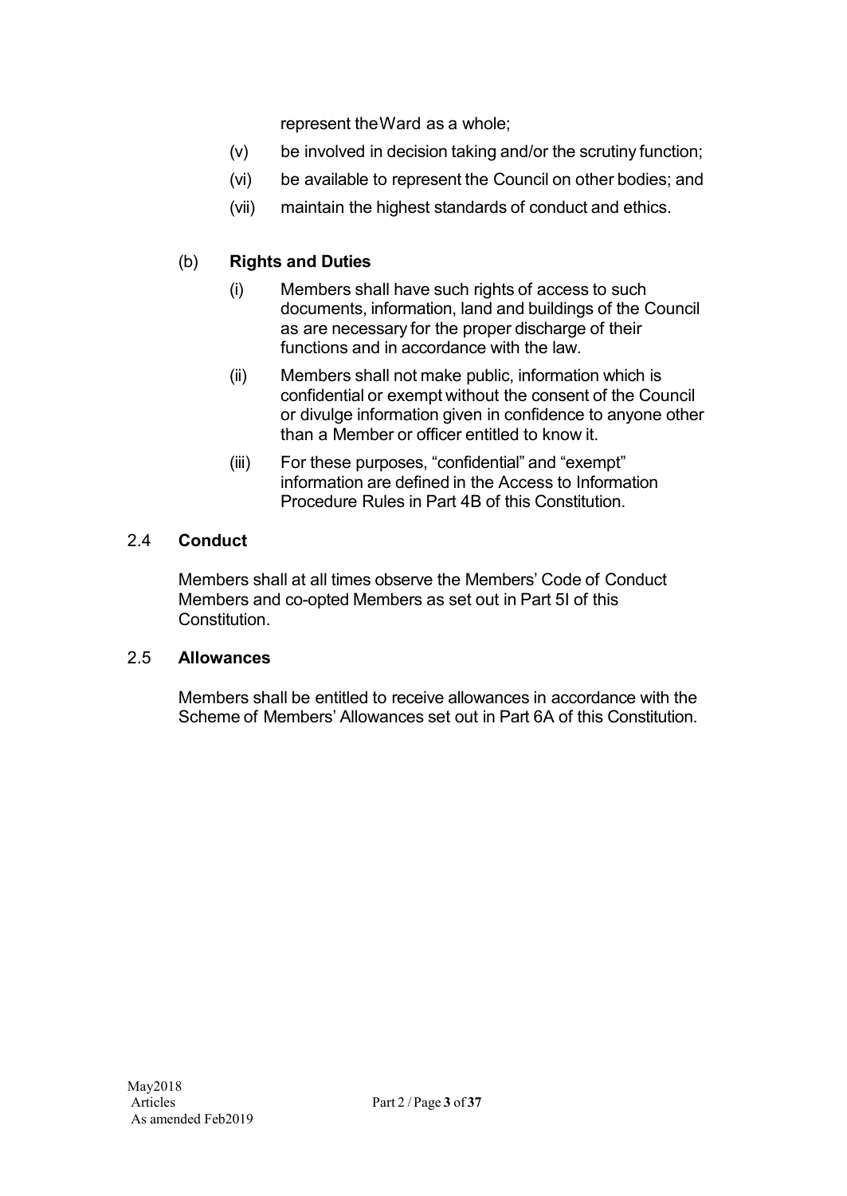represent the Ward as a whole;

(v) be involved in decision taking and/or the scrutiny function;

(vi) be available to represent the Council on other bodies; and

(vii) maintain the highest standards of conduct and ethics.

(b) **Rights and Duties**

(i) Members shall have such rights of access to such documents, information, land and buildings of the Council as are necessary for the proper discharge of their functions and in accordance with the law.

(ii) Members shall not make public, information which is confidential or exempt without the consent of the Council or divulge information given in confidence to anyone other than a Member or officer entitled to know it.

(iii) For these purposes, "confidential" and "exempt" information are defined in the Access to Information Procedure Rules in Part 4B of this Constitution.

## 2.4 Conduct

Members shall at all times observe the Members' Code of Conduct Members and co-opted Members as set out in Part 5I of this Constitution.

## 2.5 Allowances

Members shall be entitled to receive allowances in accordance with the Scheme of Members' Allowances set out in Part 6A of this Constitution.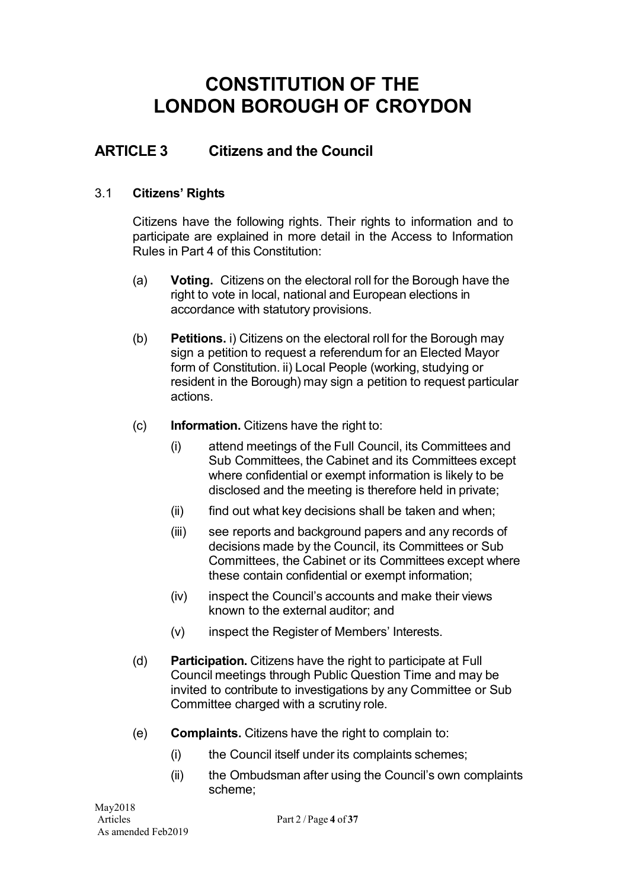# CONSTITUTION OF THE LONDON BOROUGH OF CROYDON

## ARTICLE 3 Citizens and the Council

### 3.1 Citizens' Rights

Citizens have the following rights. Their rights to information and to participate are explained in more detail in the Access to Information Rules in Part 4 of this Constitution:

(a) **Voting.** Citizens on the electoral roll for the Borough have the right to vote in local, national and European elections in accordance with statutory provisions.

(b) **Petitions.** i) Citizens on the electoral roll for the Borough may sign a petition to request a referendum for an Elected Mayor form of Constitution. ii) Local People (working, studying or resident in the Borough) may sign a petition to request particular actions.

(c) **Information.** Citizens have the right to:

- (i) attend meetings of the Full Council, its Committees and Sub Committees, the Cabinet and its Committees except where confidential or exempt information is likely to be disclosed and the meeting is therefore held in private;
- (ii) find out what key decisions shall be taken and when;
- (iii) see reports and background papers and any records of decisions made by the Council, its Committees or Sub Committees, the Cabinet or its Committees except where these contain confidential or exempt information;
- (iv) inspect the Council's accounts and make their views known to the external auditor; and
- (v) inspect the Register of Members' Interests.

(d) **Participation.** Citizens have the right to participate at Full Council meetings through Public Question Time and may be invited to contribute to investigations by any Committee or Sub Committee charged with a scrutiny role.

(e) **Complaints.** Citizens have the right to complain to:

- (i) the Council itself under its complaints schemes;
- (ii) the Ombudsman after using the Council's own complaints scheme;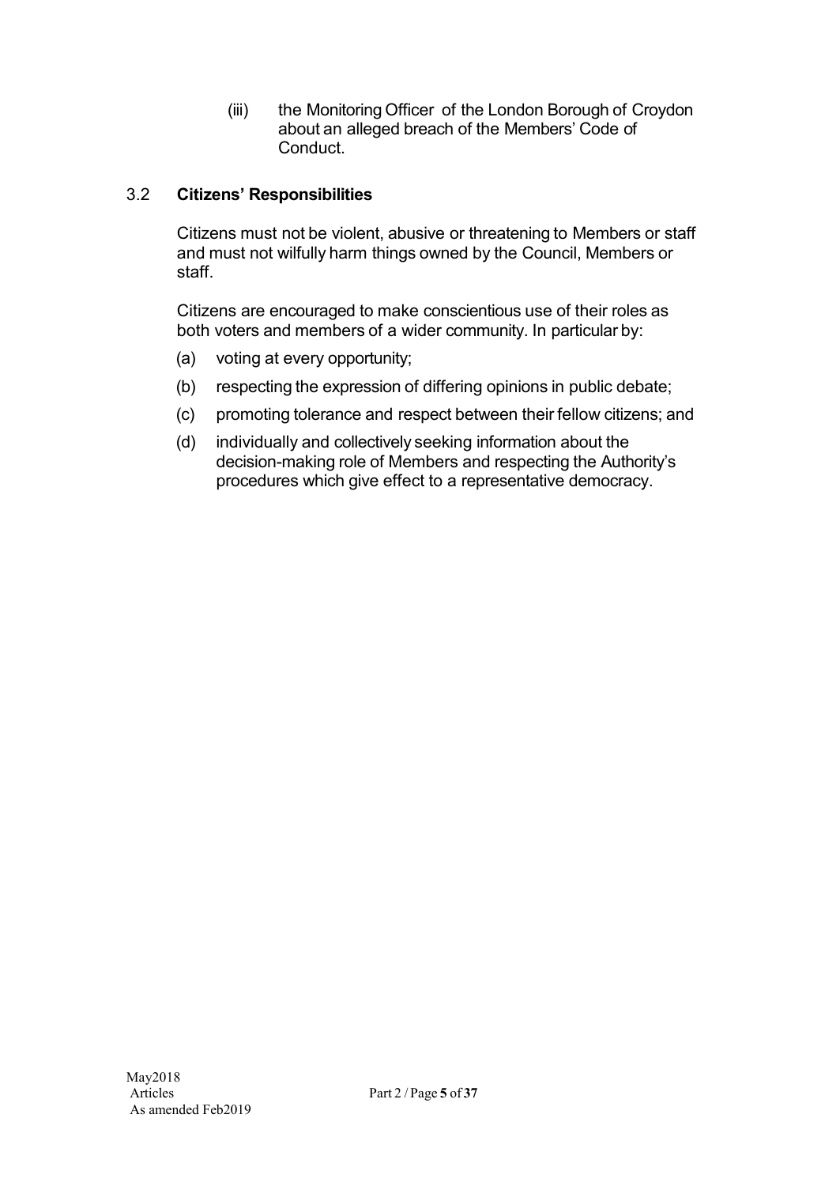(iii) the Monitoring Officer of the London Borough of Croydon about an alleged breach of the Members' Code of Conduct.

## 3.2 Citizens' Responsibilities

Citizens must not be violent, abusive or threatening to Members or staff and must not wilfully harm things owned by the Council, Members or staff.

Citizens are encouraged to make conscientious use of their roles as both voters and members of a wider community. In particular by:

(a) voting at every opportunity;

(b) respecting the expression of differing opinions in public debate;

(c) promoting tolerance and respect between their fellow citizens; and

(d) individually and collectively seeking information about the decision-making role of Members and respecting the Authority's procedures which give effect to a representative democracy.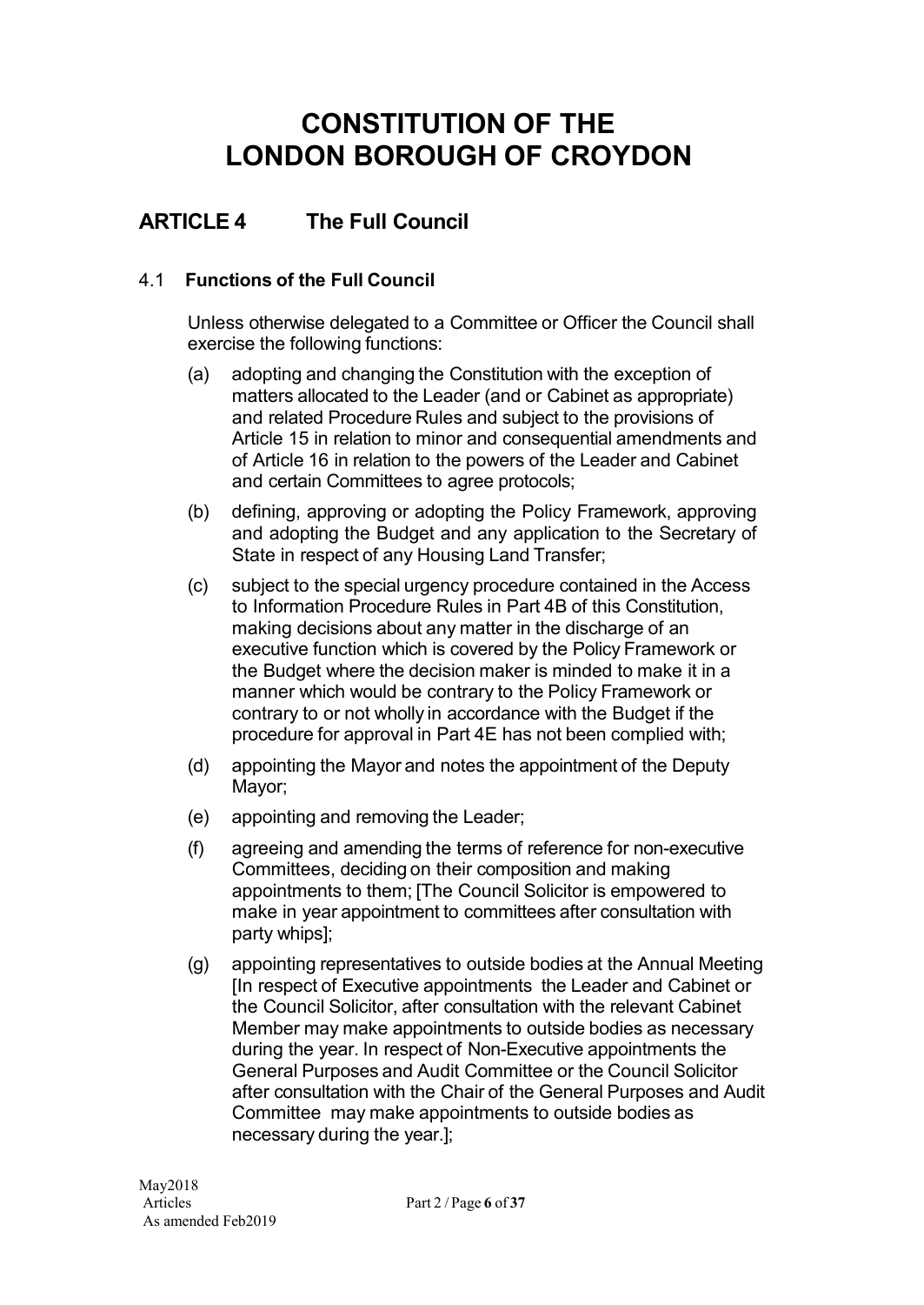# CONSTITUTION OF THE LONDON BOROUGH OF CROYDON

## ARTICLE 4 The Full Council

### 4.1 **Functions of the Full Council**

Unless otherwise delegated to a Committee or Officer the Council shall exercise the following functions:

(a) adopting and changing the Constitution with the exception of matters allocated to the Leader (and or Cabinet as appropriate) and related Procedure Rules and subject to the provisions of Article 15 in relation to minor and consequential amendments and of Article 16 in relation to the powers of the Leader and Cabinet and certain Committees to agree protocols;

(b) defining, approving or adopting the Policy Framework, approving and adopting the Budget and any application to the Secretary of State in respect of any Housing Land Transfer;

(c) subject to the special urgency procedure contained in the Access to Information Procedure Rules in Part 4B of this Constitution, making decisions about any matter in the discharge of an executive function which is covered by the Policy Framework or the Budget where the decision maker is minded to make it in a manner which would be contrary to the Policy Framework or contrary to or not wholly in accordance with the Budget if the procedure for approval in Part 4E has not been complied with;

(d) appointing the Mayor and notes the appointment of the Deputy Mayor;

(e) appointing and removing the Leader;

(f) agreeing and amending the terms of reference for non-executive Committees, deciding on their composition and making appointments to them; [The Council Solicitor is empowered to make in year appointment to committees after consultation with party whips];

(g) appointing representatives to outside bodies at the Annual Meeting [In respect of Executive appointments the Leader and Cabinet or the Council Solicitor, after consultation with the relevant Cabinet Member may make appointments to outside bodies as necessary during the year. In respect of Non-Executive appointments the General Purposes and Audit Committee or the Council Solicitor after consultation with the Chair of the General Purposes and Audit Committee may make appointments to outside bodies as necessary during the year.];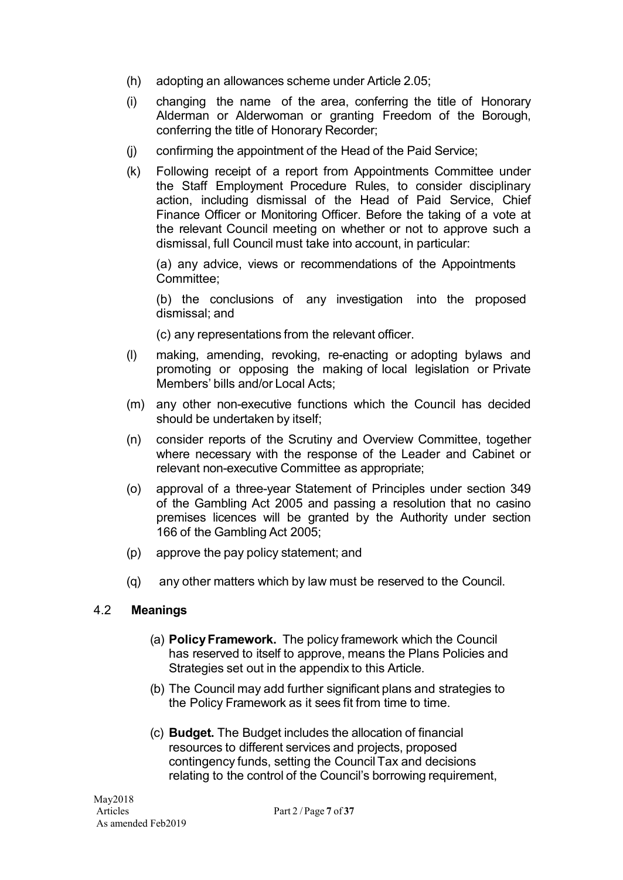(h) adopting an allowances scheme under Article 2.05;

(i) changing the name of the area, conferring the title of Honorary Alderman or Alderwoman or granting Freedom of the Borough, conferring the title of Honorary Recorder;

(j) confirming the appointment of the Head of the Paid Service;

(k) Following receipt of a report from Appointments Committee under the Staff Employment Procedure Rules, to consider disciplinary action, including dismissal of the Head of Paid Service, Chief Finance Officer or Monitoring Officer. Before the taking of a vote at the relevant Council meeting on whether or not to approve such a dismissal, full Council must take into account, in particular:

   (a) any advice, views or recommendations of the Appointments Committee;

   (b) the conclusions of any investigation into the proposed dismissal; and

   (c) any representations from the relevant officer.

(l) making, amending, revoking, re-enacting or adopting bylaws and promoting or opposing the making of local legislation or Private Members' bills and/or Local Acts;

(m) any other non-executive functions which the Council has decided should be undertaken by itself;

(n) consider reports of the Scrutiny and Overview Committee, together where necessary with the response of the Leader and Cabinet or relevant non-executive Committee as appropriate;

(o) approval of a three-year Statement of Principles under section 349 of the Gambling Act 2005 and passing a resolution that no casino premises licences will be granted by the Authority under section 166 of the Gambling Act 2005;

(p) approve the pay policy statement; and

(q) any other matters which by law must be reserved to the Council.

## 4.2 Meanings

(a) **Policy Framework.** The policy framework which the Council has reserved to itself to approve, means the Plans Policies and Strategies set out in the appendix to this Article.

(b) The Council may add further significant plans and strategies to the Policy Framework as it sees fit from time to time.

(c) **Budget.** The Budget includes the allocation of financial resources to different services and projects, proposed contingency funds, setting the Council Tax and decisions relating to the control of the Council's borrowing requirement,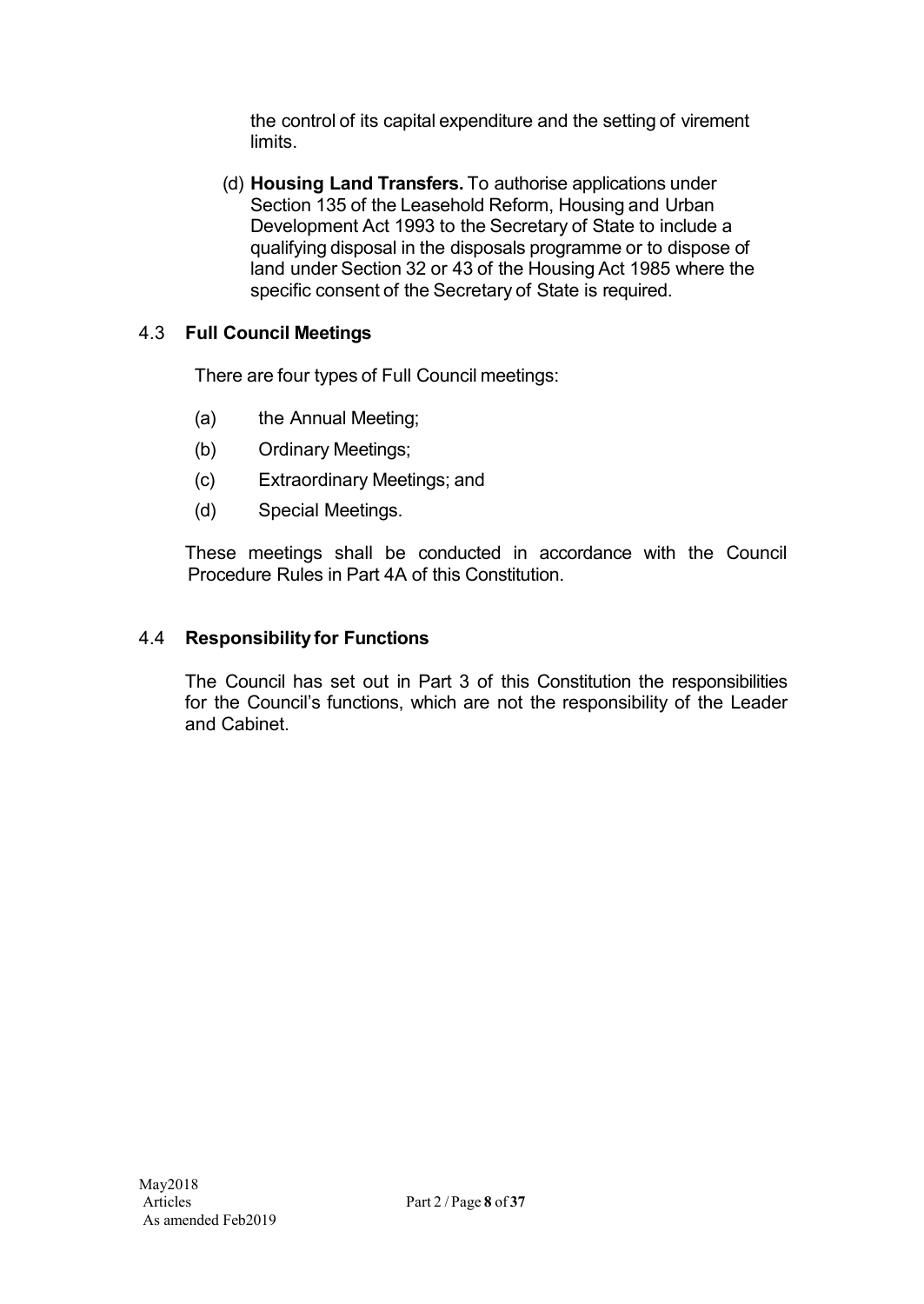the control of its capital expenditure and the setting of virement limits.

(d) **Housing Land Transfers.** To authorise applications under Section 135 of the Leasehold Reform, Housing and Urban Development Act 1993 to the Secretary of State to include a qualifying disposal in the disposals programme or to dispose of land under Section 32 or 43 of the Housing Act 1985 where the specific consent of the Secretary of State is required.

### 4.3 Full Council Meetings

There are four types of Full Council meetings:

(a) the Annual Meeting;

(b) Ordinary Meetings;

(c) Extraordinary Meetings; and

(d) Special Meetings.

These meetings shall be conducted in accordance with the Council Procedure Rules in Part 4A of this Constitution.

### 4.4 Responsibility for Functions

The Council has set out in Part 3 of this Constitution the responsibilities for the Council's functions, which are not the responsibility of the Leader and Cabinet.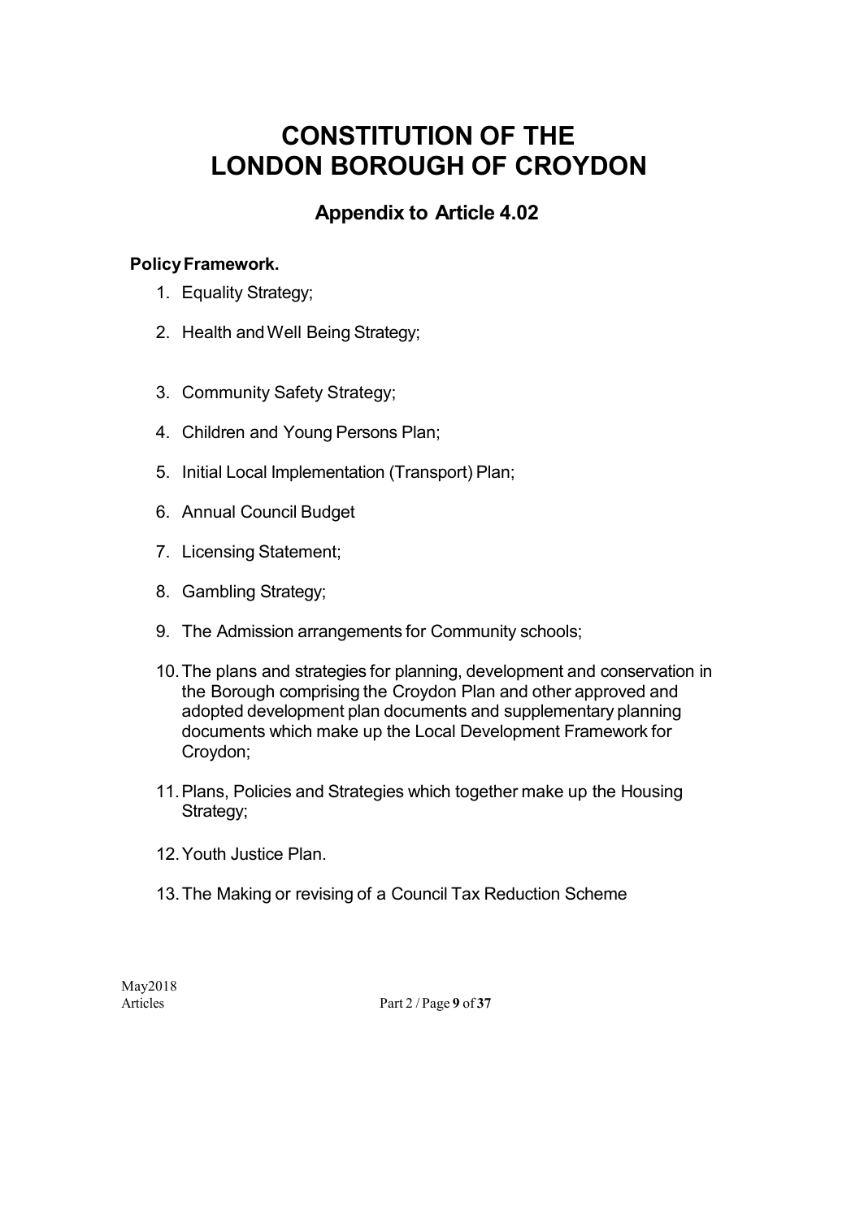# CONSTITUTION OF THE LONDON BOROUGH OF CROYDON

## Appendix to Article 4.02

**Policy Framework.**

1. Equality Strategy;
2. Health and Well Being Strategy;
3. Community Safety Strategy;
4. Children and Young Persons Plan;
5. Initial Local Implementation (Transport) Plan;
6. Annual Council Budget
7. Licensing Statement;
8. Gambling Strategy;
9. The Admission arrangements for Community schools;
10. The plans and strategies for planning, development and conservation in the Borough comprising the Croydon Plan and other approved and adopted development plan documents and supplementary planning documents which make up the Local Development Framework for Croydon;
11. Plans, Policies and Strategies which together make up the Housing Strategy;
12. Youth Justice Plan.
13. The Making or revising of a Council Tax Reduction Scheme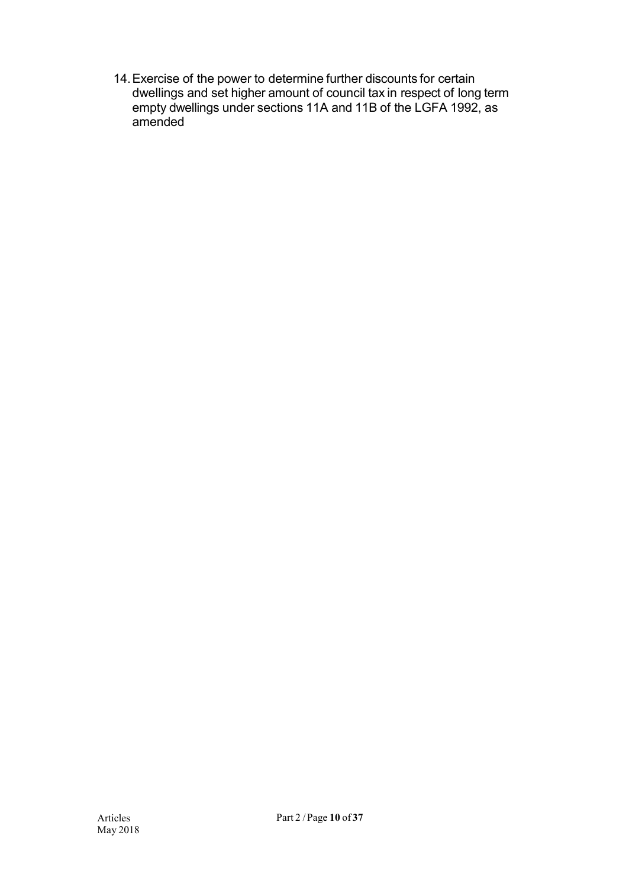14. Exercise of the power to determine further discounts for certain dwellings and set higher amount of council tax in respect of long term empty dwellings under sections 11A and 11B of the LGFA 1992, as amended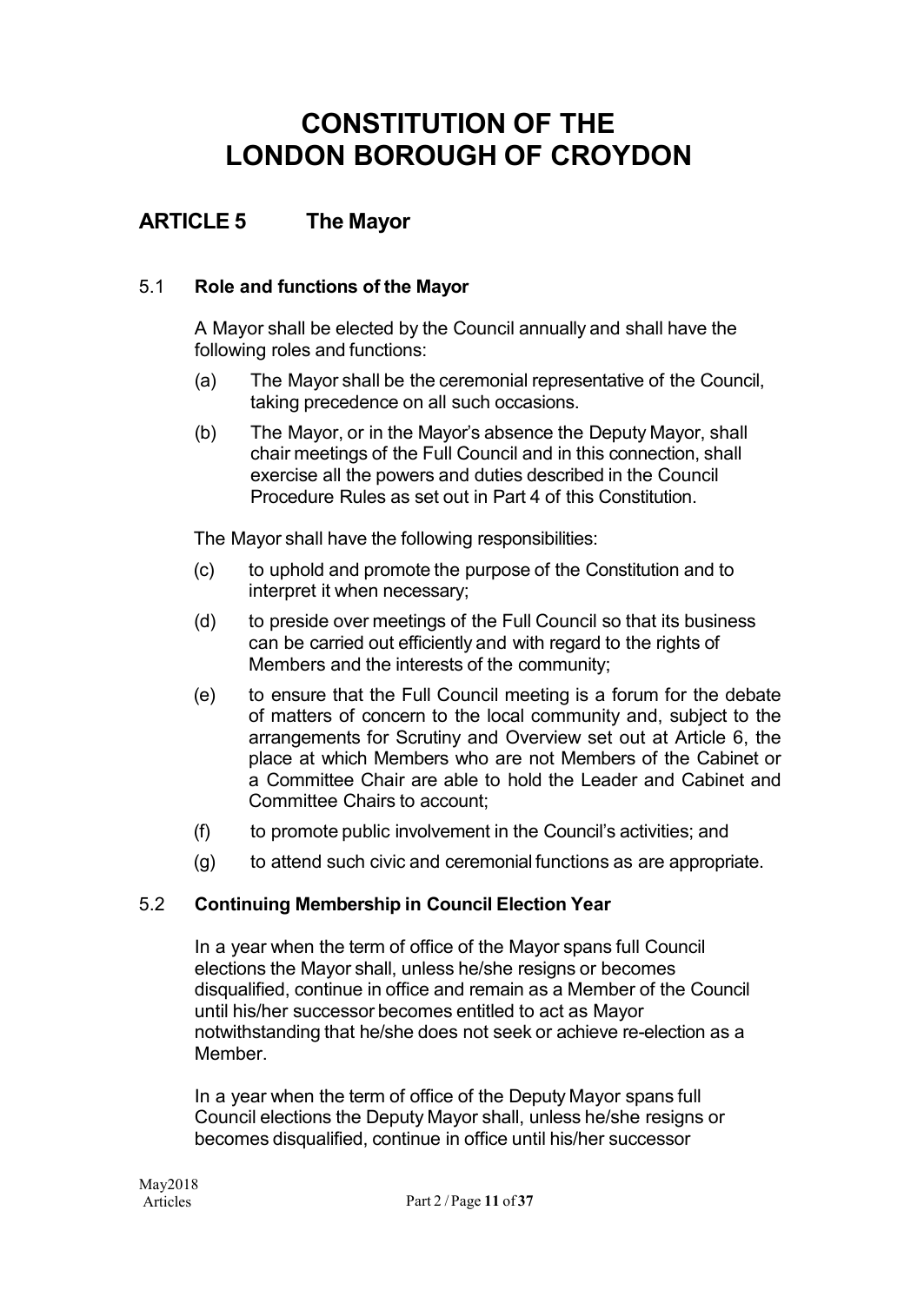# CONSTITUTION OF THE LONDON BOROUGH OF CROYDON

## ARTICLE 5 The Mayor

### 5.1 Role and functions of the Mayor

A Mayor shall be elected by the Council annually and shall have the following roles and functions:

(a) The Mayor shall be the ceremonial representative of the Council, taking precedence on all such occasions.

(b) The Mayor, or in the Mayor's absence the Deputy Mayor, shall chair meetings of the Full Council and in this connection, shall exercise all the powers and duties described in the Council Procedure Rules as set out in Part 4 of this Constitution.

The Mayor shall have the following responsibilities:

(c) to uphold and promote the purpose of the Constitution and to interpret it when necessary;

(d) to preside over meetings of the Full Council so that its business can be carried out efficiently and with regard to the rights of Members and the interests of the community;

(e) to ensure that the Full Council meeting is a forum for the debate of matters of concern to the local community and, subject to the arrangements for Scrutiny and Overview set out at Article 6, the place at which Members who are not Members of the Cabinet or a Committee Chair are able to hold the Leader and Cabinet and Committee Chairs to account;

(f) to promote public involvement in the Council's activities; and

(g) to attend such civic and ceremonial functions as are appropriate.

### 5.2 Continuing Membership in Council Election Year

In a year when the term of office of the Mayor spans full Council elections the Mayor shall, unless he/she resigns or becomes disqualified, continue in office and remain as a Member of the Council until his/her successor becomes entitled to act as Mayor notwithstanding that he/she does not seek or achieve re-election as a Member.

In a year when the term of office of the Deputy Mayor spans full Council elections the Deputy Mayor shall, unless he/she resigns or becomes disqualified, continue in office until his/her successor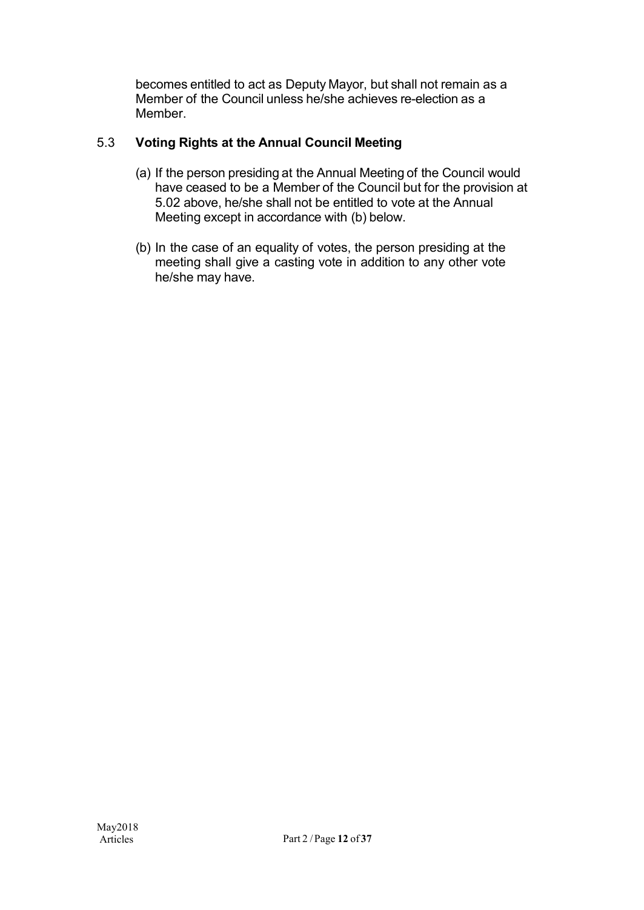becomes entitled to act as Deputy Mayor, but shall not remain as a Member of the Council unless he/she achieves re-election as a Member.

## 5.3 Voting Rights at the Annual Council Meeting

(a) If the person presiding at the Annual Meeting of the Council would have ceased to be a Member of the Council but for the provision at 5.02 above, he/she shall not be entitled to vote at the Annual Meeting except in accordance with (b) below.

(b) In the case of an equality of votes, the person presiding at the meeting shall give a casting vote in addition to any other vote he/she may have.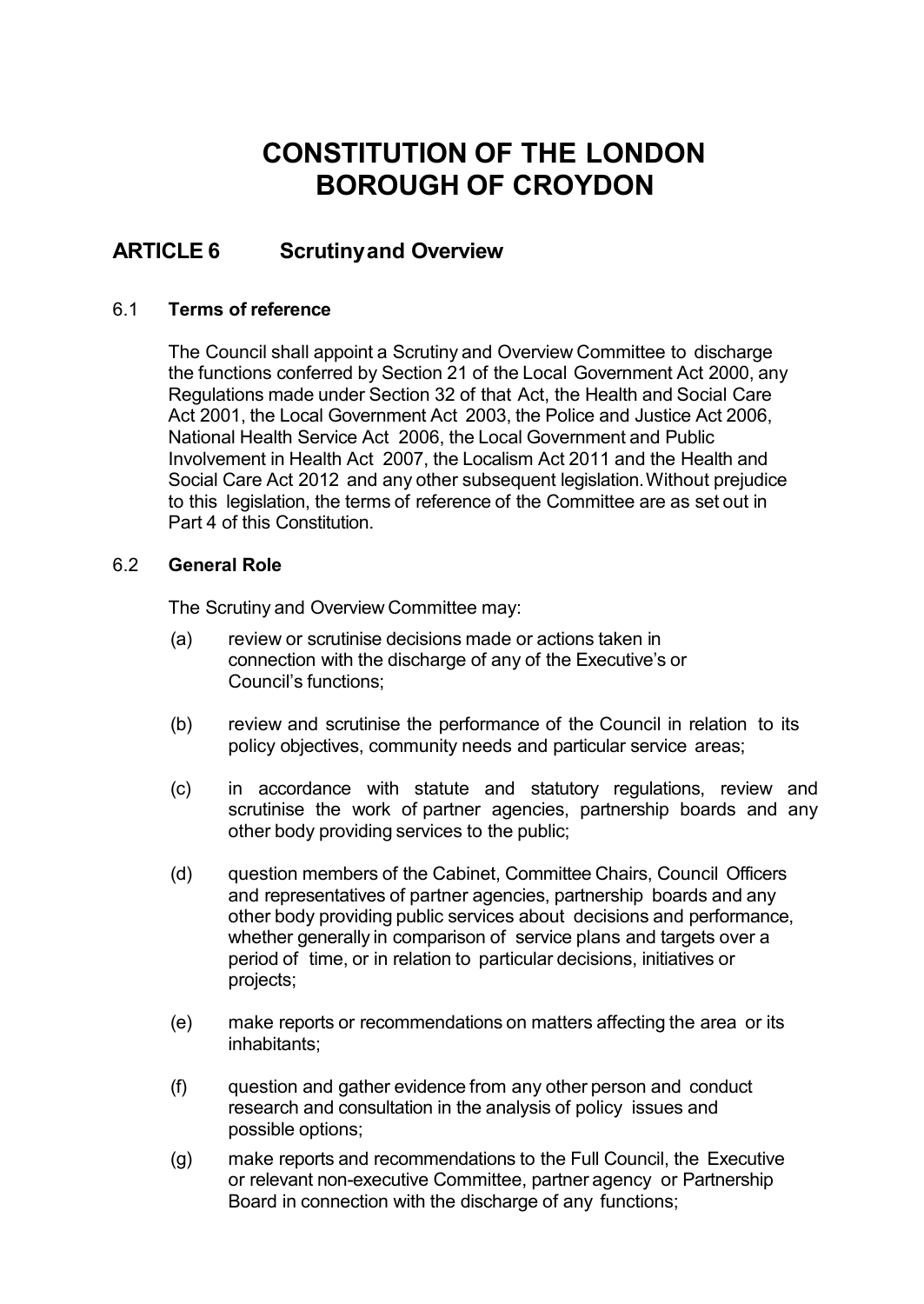# CONSTITUTION OF THE LONDON BOROUGH OF CROYDON

## ARTICLE 6 Scrutiny and Overview

### 6.1 Terms of reference

The Council shall appoint a Scrutiny and Overview Committee to discharge the functions conferred by Section 21 of the Local Government Act 2000, any Regulations made under Section 32 of that Act, the Health and Social Care Act 2001, the Local Government Act 2003, the Police and Justice Act 2006, National Health Service Act 2006, the Local Government and Public Involvement in Health Act 2007, the Localism Act 2011 and the Health and Social Care Act 2012 and any other subsequent legislation. Without prejudice to this legislation, the terms of reference of the Committee are as set out in Part 4 of this Constitution.

### 6.2 General Role

The Scrutiny and Overview Committee may:

(a) review or scrutinise decisions made or actions taken in connection with the discharge of any of the Executive's or Council's functions;

(b) review and scrutinise the performance of the Council in relation to its policy objectives, community needs and particular service areas;

(c) in accordance with statute and statutory regulations, review and scrutinise the work of partner agencies, partnership boards and any other body providing services to the public;

(d) question members of the Cabinet, Committee Chairs, Council Officers and representatives of partner agencies, partnership boards and any other body providing public services about decisions and performance, whether generally in comparison of service plans and targets over a period of time, or in relation to particular decisions, initiatives or projects;

(e) make reports or recommendations on matters affecting the area or its inhabitants;

(f) question and gather evidence from any other person and conduct research and consultation in the analysis of policy issues and possible options;

(g) make reports and recommendations to the Full Council, the Executive or relevant non-executive Committee, partner agency or Partnership Board in connection with the discharge of any functions;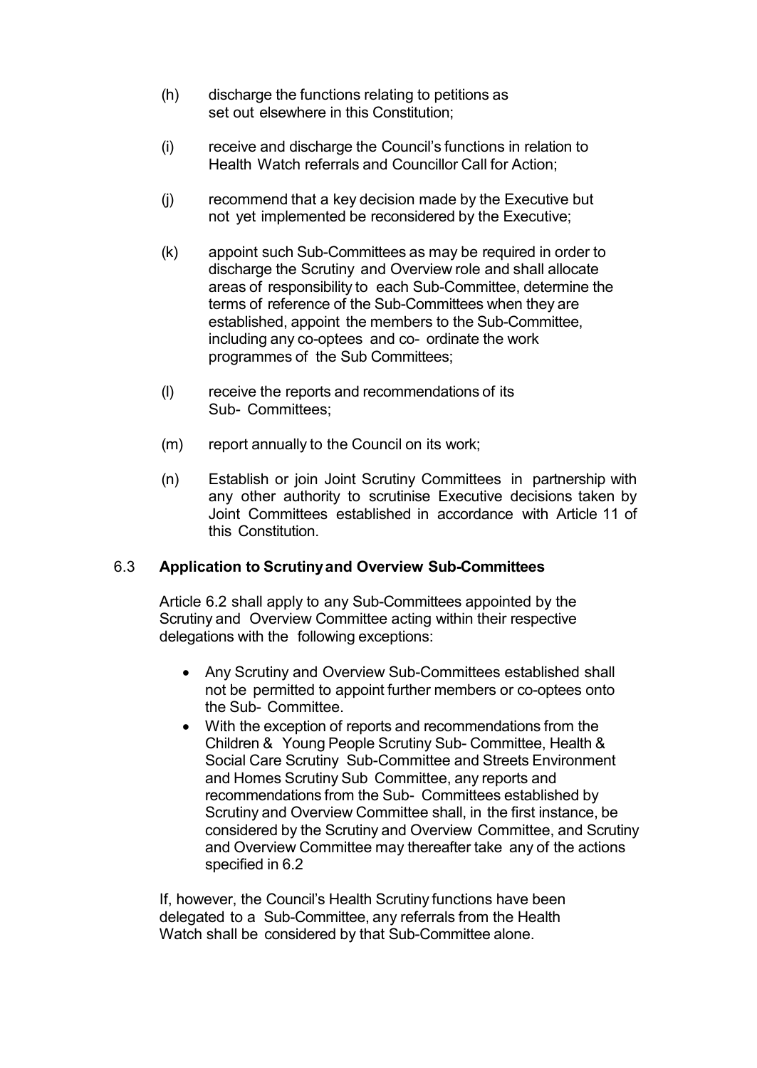(h) discharge the functions relating to petitions as set out elsewhere in this Constitution;

(i) receive and discharge the Council's functions in relation to Health Watch referrals and Councillor Call for Action;

(j) recommend that a key decision made by the Executive but not yet implemented be reconsidered by the Executive;

(k) appoint such Sub-Committees as may be required in order to discharge the Scrutiny and Overview role and shall allocate areas of responsibility to each Sub-Committee, determine the terms of reference of the Sub-Committees when they are established, appoint the members to the Sub-Committee, including any co-optees and co- ordinate the work programmes of the Sub Committees;

(l) receive the reports and recommendations of its Sub- Committees;

(m) report annually to the Council on its work;

(n) Establish or join Joint Scrutiny Committees in partnership with any other authority to scrutinise Executive decisions taken by Joint Committees established in accordance with Article 11 of this Constitution.

### 6.3 Application to Scrutiny and Overview Sub-Committees

Article 6.2 shall apply to any Sub-Committees appointed by the Scrutiny and Overview Committee acting within their respective delegations with the following exceptions:

- Any Scrutiny and Overview Sub-Committees established shall not be permitted to appoint further members or co-optees onto the Sub- Committee.
- With the exception of reports and recommendations from the Children & Young People Scrutiny Sub- Committee, Health & Social Care Scrutiny Sub-Committee and Streets Environment and Homes Scrutiny Sub Committee, any reports and recommendations from the Sub- Committees established by Scrutiny and Overview Committee shall, in the first instance, be considered by the Scrutiny and Overview Committee, and Scrutiny and Overview Committee may thereafter take any of the actions specified in 6.2

If, however, the Council's Health Scrutiny functions have been delegated to a Sub-Committee, any referrals from the Health Watch shall be considered by that Sub-Committee alone.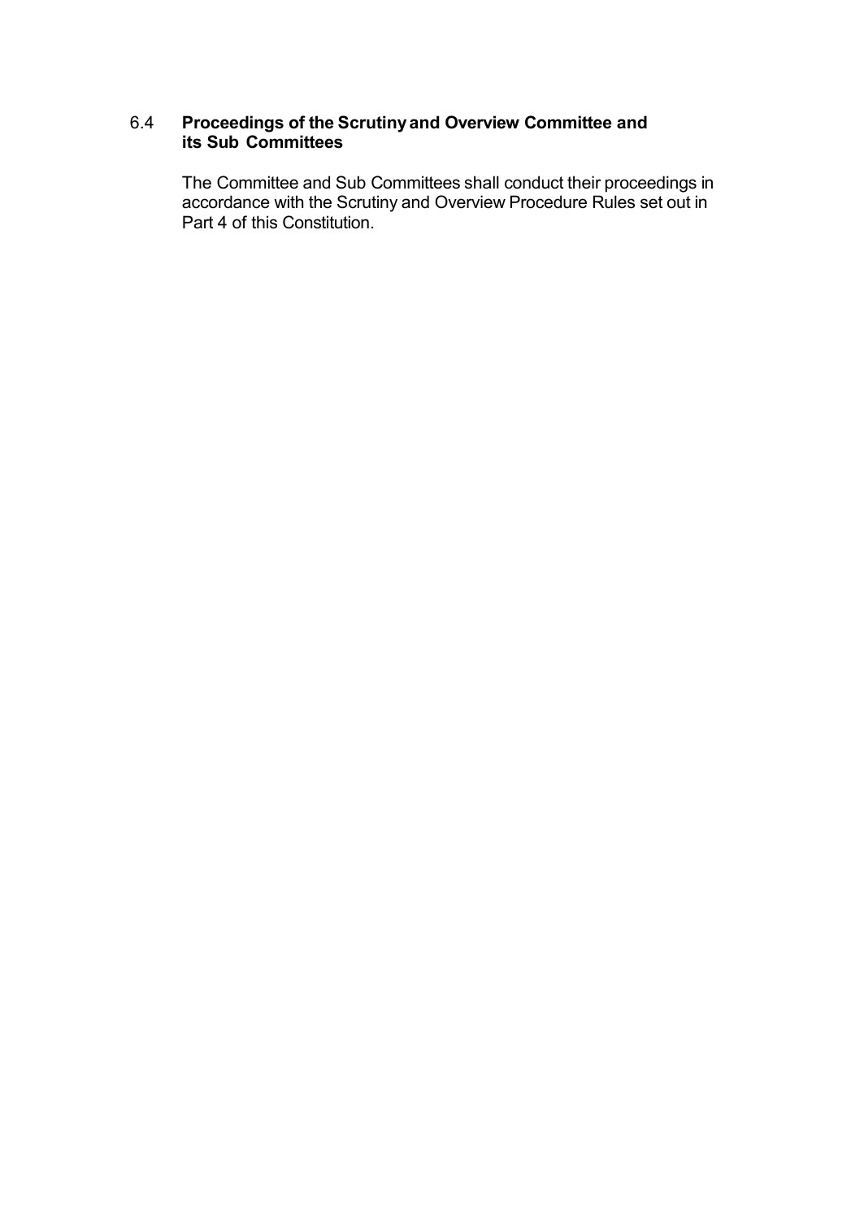### 6.4 Proceedings of the Scrutiny and Overview Committee and its Sub Committees

The Committee and Sub Committees shall conduct their proceedings in accordance with the Scrutiny and Overview Procedure Rules set out in Part 4 of this Constitution.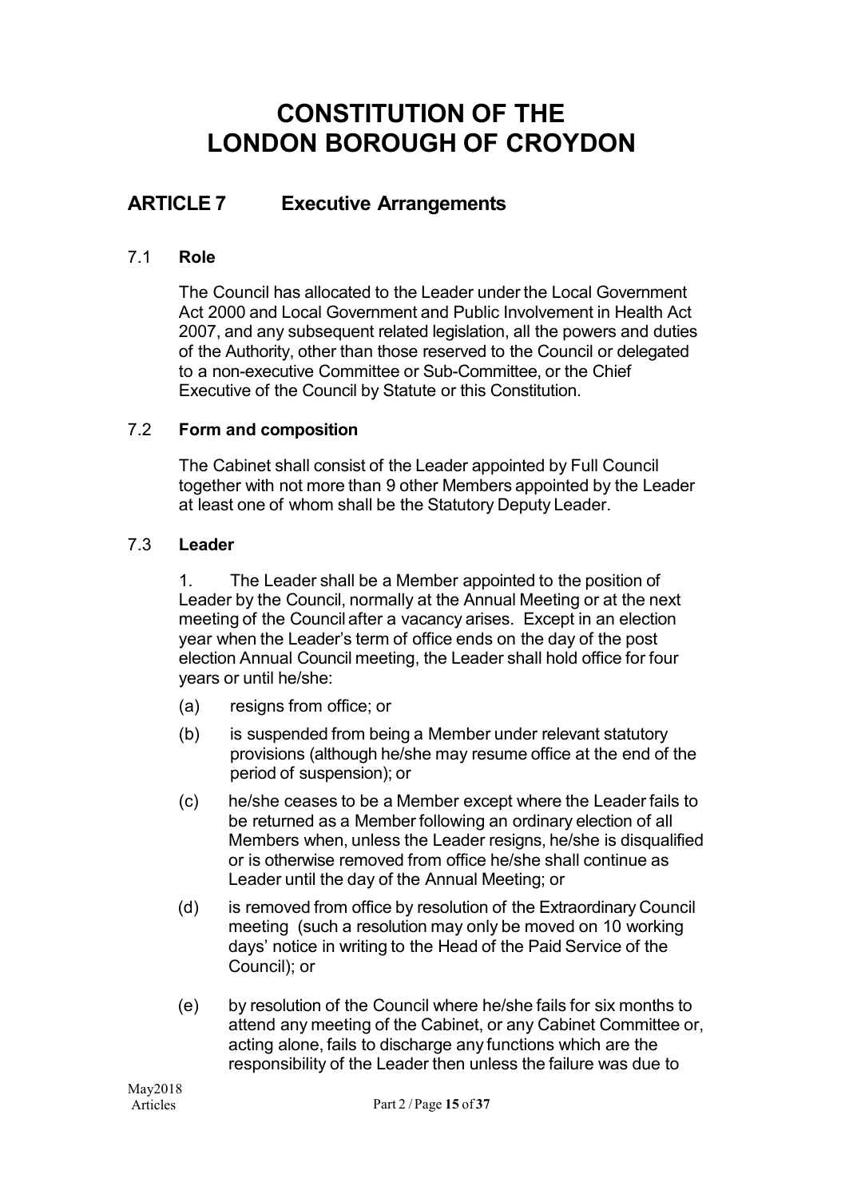# CONSTITUTION OF THE LONDON BOROUGH OF CROYDON

## ARTICLE 7 Executive Arrangements

### 7.1 Role

The Council has allocated to the Leader under the Local Government Act 2000 and Local Government and Public Involvement in Health Act 2007, and any subsequent related legislation, all the powers and duties of the Authority, other than those reserved to the Council or delegated to a non-executive Committee or Sub-Committee, or the Chief Executive of the Council by Statute or this Constitution.

### 7.2 Form and composition

The Cabinet shall consist of the Leader appointed by Full Council together with not more than 9 other Members appointed by the Leader at least one of whom shall be the Statutory Deputy Leader.

### 7.3 Leader

1. The Leader shall be a Member appointed to the position of Leader by the Council, normally at the Annual Meeting or at the next meeting of the Council after a vacancy arises. Except in an election year when the Leader's term of office ends on the day of the post election Annual Council meeting, the Leader shall hold office for four years or until he/she:

(a) resigns from office; or

(b) is suspended from being a Member under relevant statutory provisions (although he/she may resume office at the end of the period of suspension); or

(c) he/she ceases to be a Member except where the Leader fails to be returned as a Member following an ordinary election of all Members when, unless the Leader resigns, he/she is disqualified or is otherwise removed from office he/she shall continue as Leader until the day of the Annual Meeting; or

(d) is removed from office by resolution of the Extraordinary Council meeting (such a resolution may only be moved on 10 working days' notice in writing to the Head of the Paid Service of the Council); or

(e) by resolution of the Council where he/she fails for six months to attend any meeting of the Cabinet, or any Cabinet Committee or, acting alone, fails to discharge any functions which are the responsibility of the Leader then unless the failure was due to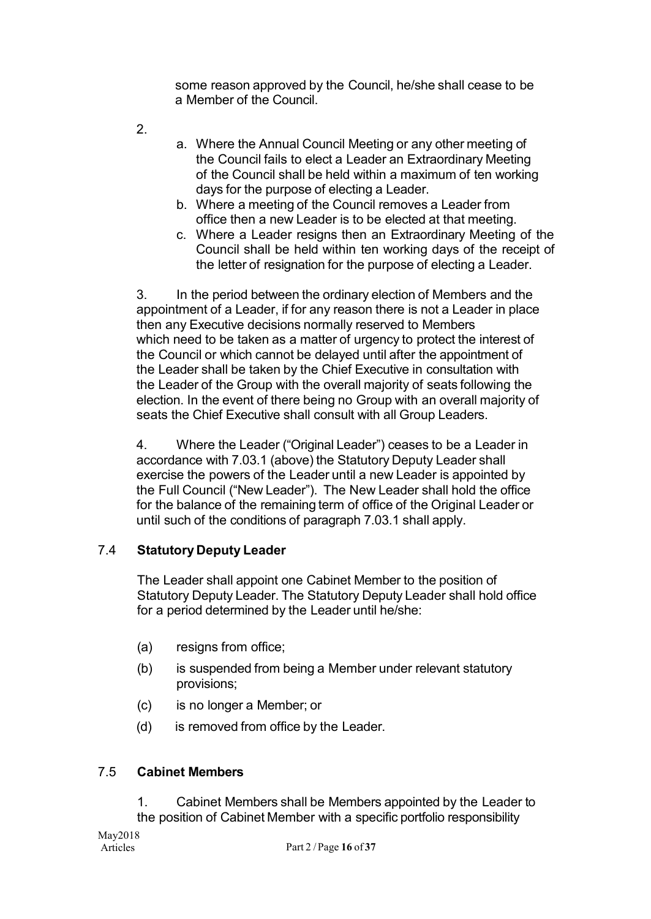some reason approved by the Council, he/she shall cease to be a Member of the Council.

2.

a. Where the Annual Council Meeting or any other meeting of the Council fails to elect a Leader an Extraordinary Meeting of the Council shall be held within a maximum of ten working days for the purpose of electing a Leader.

b. Where a meeting of the Council removes a Leader from office then a new Leader is to be elected at that meeting.

c. Where a Leader resigns then an Extraordinary Meeting of the Council shall be held within ten working days of the receipt of the letter of resignation for the purpose of electing a Leader.

3. In the period between the ordinary election of Members and the appointment of a Leader, if for any reason there is not a Leader in place then any Executive decisions normally reserved to Members which need to be taken as a matter of urgency to protect the interest of the Council or which cannot be delayed until after the appointment of the Leader shall be taken by the Chief Executive in consultation with the Leader of the Group with the overall majority of seats following the election. In the event of there being no Group with an overall majority of seats the Chief Executive shall consult with all Group Leaders.

4. Where the Leader ("Original Leader") ceases to be a Leader in accordance with 7.03.1 (above) the Statutory Deputy Leader shall exercise the powers of the Leader until a new Leader is appointed by the Full Council ("New Leader"). The New Leader shall hold the office for the balance of the remaining term of office of the Original Leader or until such of the conditions of paragraph 7.03.1 shall apply.

## 7.4 Statutory Deputy Leader

The Leader shall appoint one Cabinet Member to the position of Statutory Deputy Leader. The Statutory Deputy Leader shall hold office for a period determined by the Leader until he/she:

(a) resigns from office;

(b) is suspended from being a Member under relevant statutory provisions;

(c) is no longer a Member; or

(d) is removed from office by the Leader.

## 7.5 Cabinet Members

1. Cabinet Members shall be Members appointed by the Leader to the position of Cabinet Member with a specific portfolio responsibility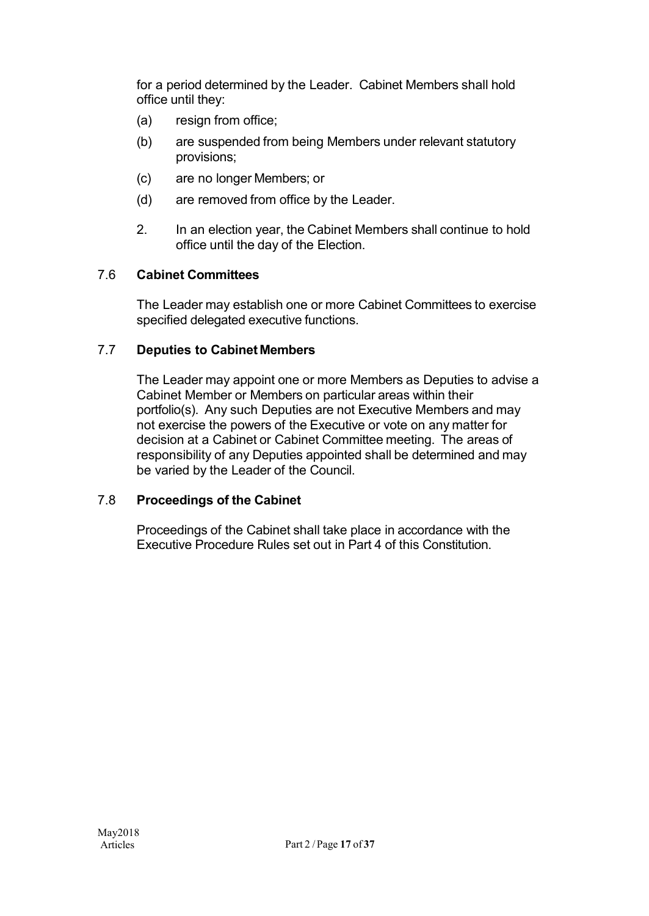for a period determined by the Leader. Cabinet Members shall hold office until they:

(a) resign from office;

(b) are suspended from being Members under relevant statutory provisions;

(c) are no longer Members; or

(d) are removed from office by the Leader.

2. In an election year, the Cabinet Members shall continue to hold office until the day of the Election.

### 7.6 Cabinet Committees

The Leader may establish one or more Cabinet Committees to exercise specified delegated executive functions.

### 7.7 Deputies to Cabinet Members

The Leader may appoint one or more Members as Deputies to advise a Cabinet Member or Members on particular areas within their portfolio(s). Any such Deputies are not Executive Members and may not exercise the powers of the Executive or vote on any matter for decision at a Cabinet or Cabinet Committee meeting. The areas of responsibility of any Deputies appointed shall be determined and may be varied by the Leader of the Council.

### 7.8 Proceedings of the Cabinet

Proceedings of the Cabinet shall take place in accordance with the Executive Procedure Rules set out in Part 4 of this Constitution.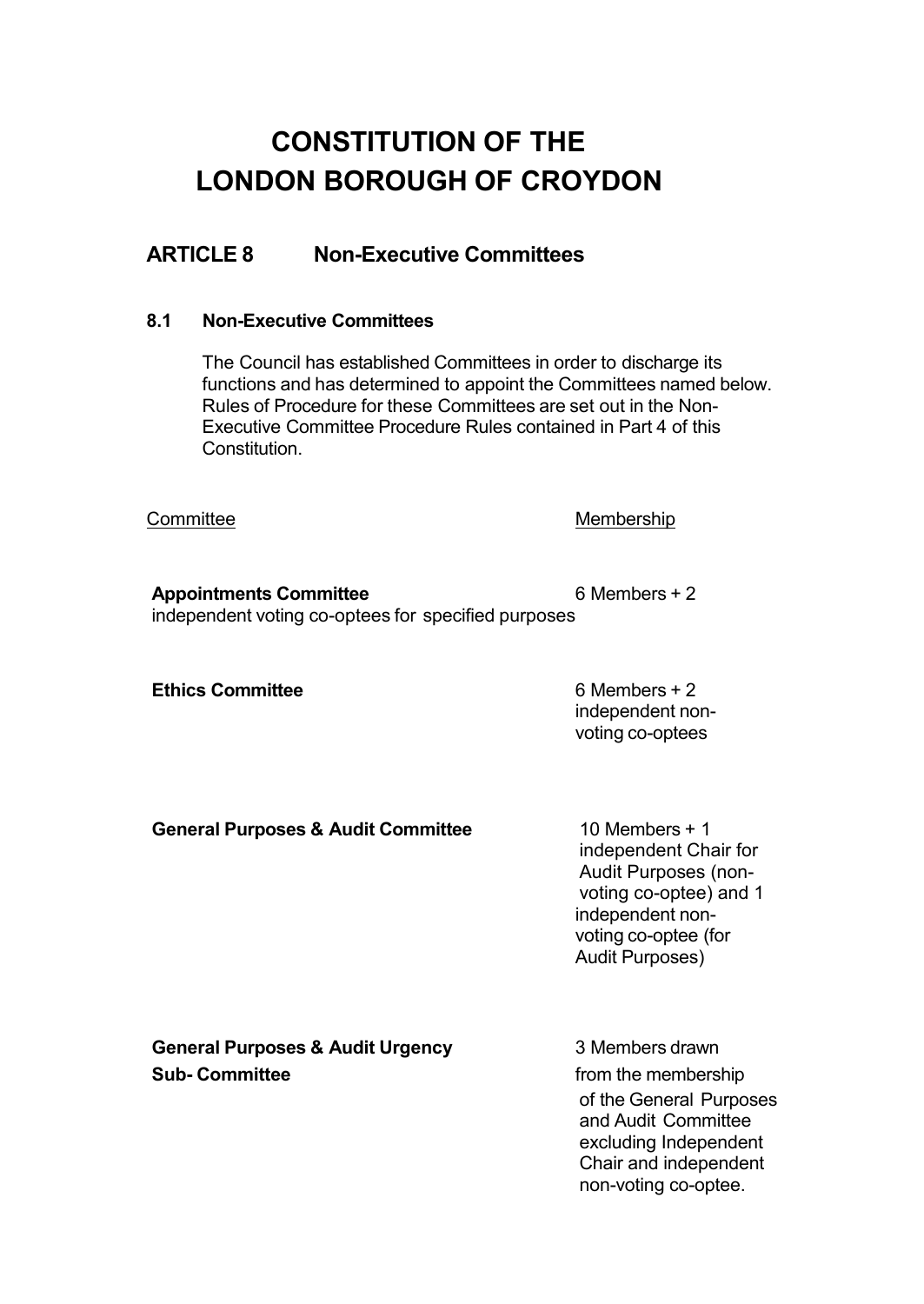# CONSTITUTION OF THE LONDON BOROUGH OF CROYDON

## ARTICLE 8 Non-Executive Committees

### 8.1 Non-Executive Committees

The Council has established Committees in order to discharge its functions and has determined to appoint the Committees named below. Rules of Procedure for these Committees are set out in the Non-Executive Committee Procedure Rules contained in Part 4 of this Constitution.

| Committee | Membership |
|---|---|
| **Appointments Committee** | 6 Members + 2 independent voting co-optees for specified purposes |
| **Ethics Committee** | 6 Members + 2 independent non-voting co-optees |
| **General Purposes & Audit Committee** | 10 Members + 1 independent Chair for Audit Purposes (non-voting co-optee) and 1 independent non-voting co-optee (for Audit Purposes) |
| **General Purposes & Audit Urgency Sub- Committee** | 3 Members drawn from the membership of the General Purposes and Audit Committee excluding Independent Chair and independent non-voting co-optee. |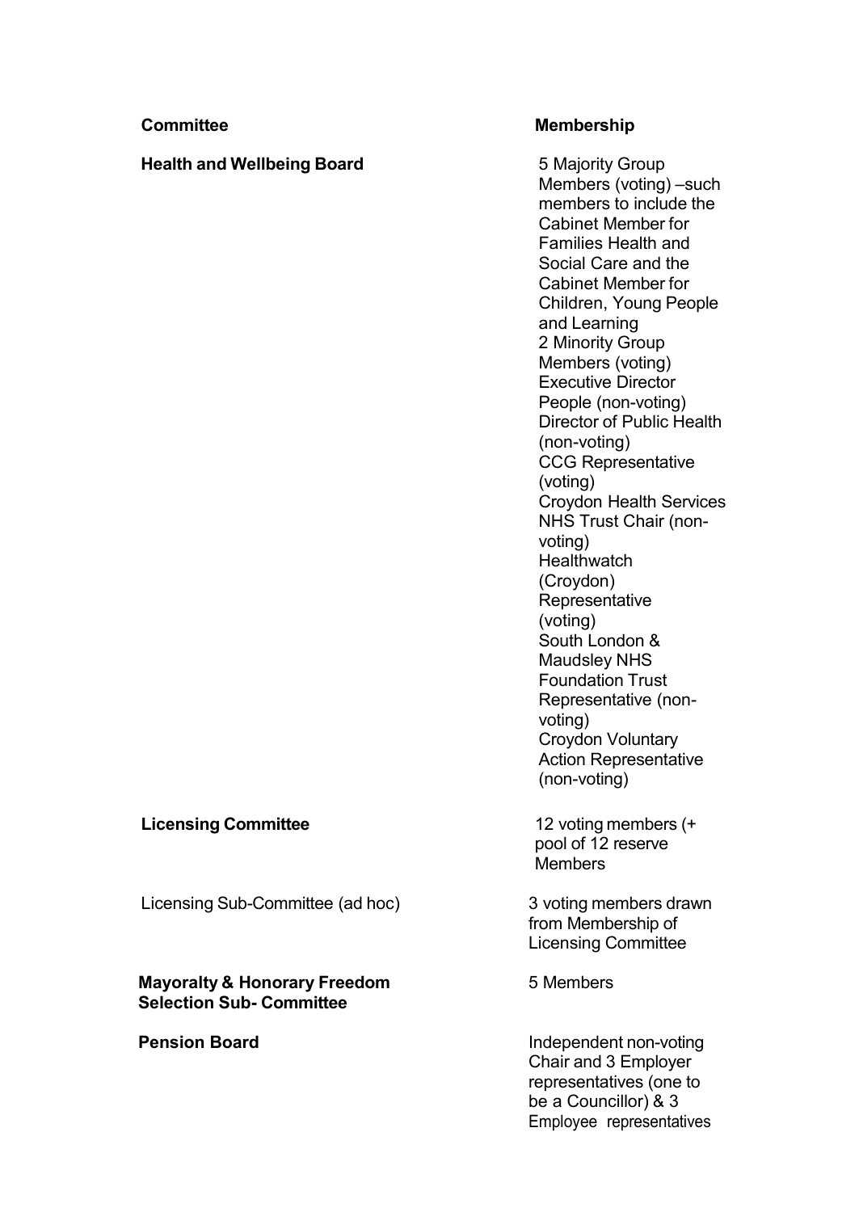| Committee | Membership |
| --- | --- |
| **Health and Wellbeing Board** | 5 Majority Group Members (voting) –such members to include the Cabinet Member for Families Health and Social Care and the Cabinet Member for Children, Young People and Learning<br>2 Minority Group Members (voting)<br>Executive Director People (non-voting)<br>Director of Public Health (non-voting)<br>CCG Representative (voting)<br>Croydon Health Services NHS Trust Chair (non-voting)<br>Healthwatch (Croydon) Representative (voting)<br>South London & Maudsley NHS Foundation Trust Representative (non-voting)<br>Croydon Voluntary Action Representative (non-voting) |
| **Licensing Committee** | 12 voting members (+ pool of 12 reserve Members |
| Licensing Sub-Committee (ad hoc) | 3 voting members drawn from Membership of Licensing Committee |
| **Mayoralty & Honorary Freedom Selection Sub- Committee** | 5 Members |
| **Pension Board** | Independent non-voting Chair and 3 Employer representatives (one to be a Councillor) & 3 Employee representatives |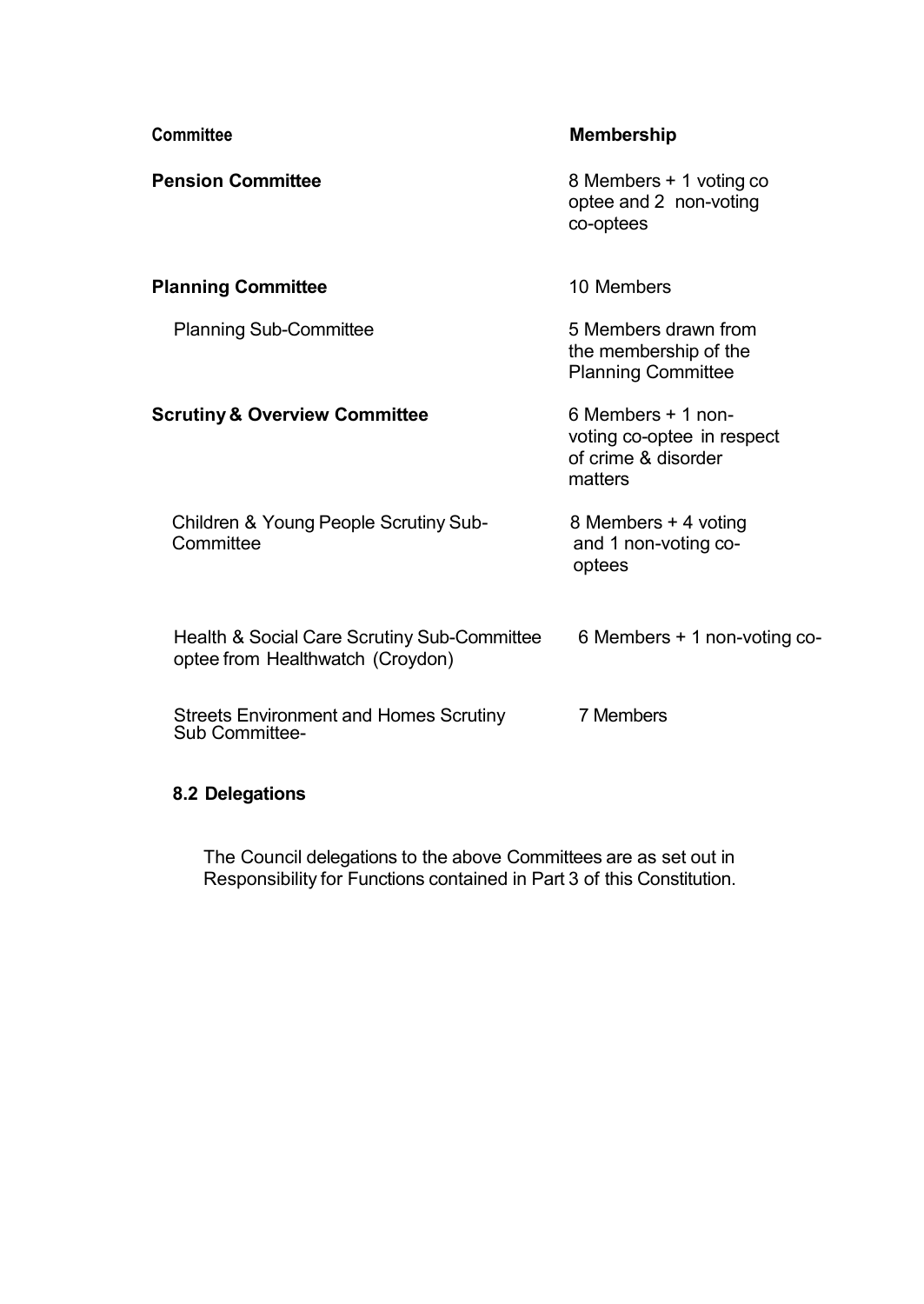| Committee | Membership |
| --- | --- |
| **Pension Committee** | 8 Members + 1 voting co optee and 2 non-voting co-optees |
| **Planning Committee** | 10 Members |
| Planning Sub-Committee | 5 Members drawn from the membership of the Planning Committee |
| **Scrutiny & Overview Committee** | 6 Members + 1 non-voting co-optee in respect of crime & disorder matters |
| Children & Young People Scrutiny Sub-Committee | 8 Members + 4 voting and 1 non-voting co-optees |
| Health & Social Care Scrutiny Sub-Committee | 6 Members + 1 non-voting co-optee from Healthwatch (Croydon) |
| Streets Environment and Homes Scrutiny Sub Committee- | 7 Members |

**8.2 Delegations**

The Council delegations to the above Committees are as set out in Responsibility for Functions contained in Part 3 of this Constitution.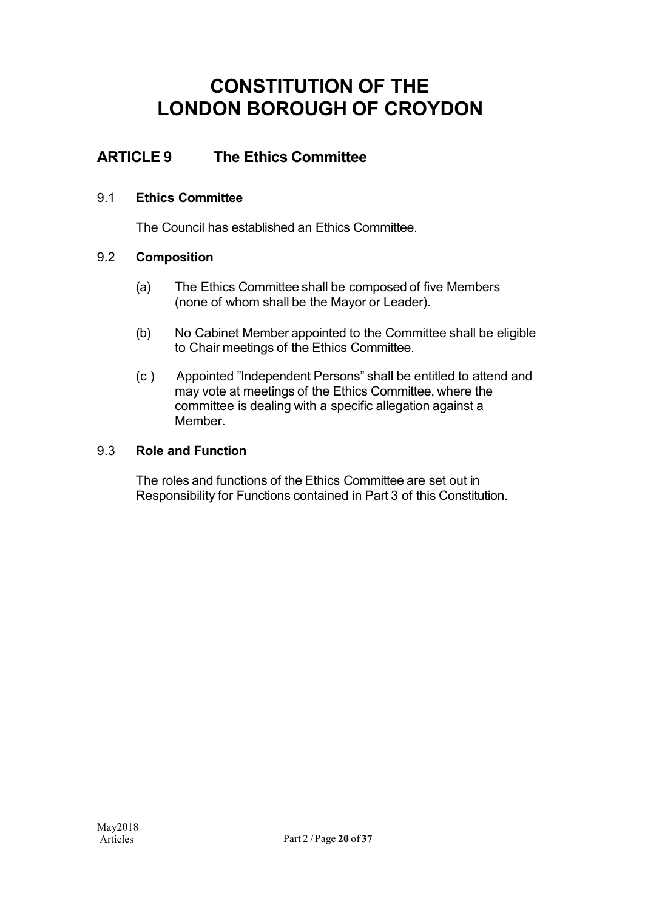# CONSTITUTION OF THE LONDON BOROUGH OF CROYDON

## ARTICLE 9 The Ethics Committee

### 9.1 Ethics Committee

The Council has established an Ethics Committee.

### 9.2 Composition

(a) The Ethics Committee shall be composed of five Members (none of whom shall be the Mayor or Leader).

(b) No Cabinet Member appointed to the Committee shall be eligible to Chair meetings of the Ethics Committee.

(c ) Appointed "Independent Persons" shall be entitled to attend and may vote at meetings of the Ethics Committee, where the committee is dealing with a specific allegation against a Member.

### 9.3 Role and Function

The roles and functions of the Ethics Committee are set out in Responsibility for Functions contained in Part 3 of this Constitution.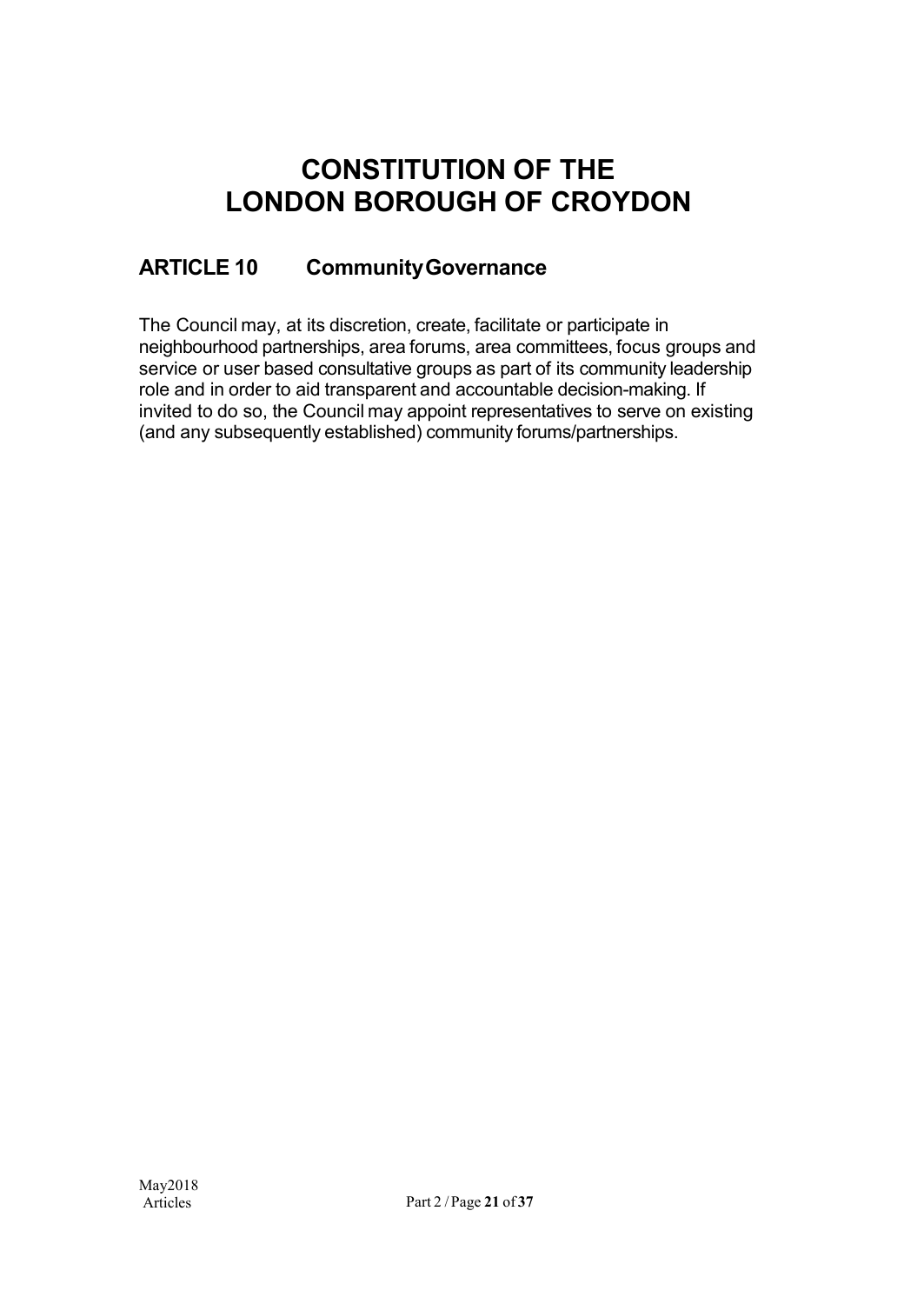# CONSTITUTION OF THE LONDON BOROUGH OF CROYDON

## ARTICLE 10 Community Governance

The Council may, at its discretion, create, facilitate or participate in neighbourhood partnerships, area forums, area committees, focus groups and service or user based consultative groups as part of its community leadership role and in order to aid transparent and accountable decision-making. If invited to do so, the Council may appoint representatives to serve on existing (and any subsequently established) community forums/partnerships.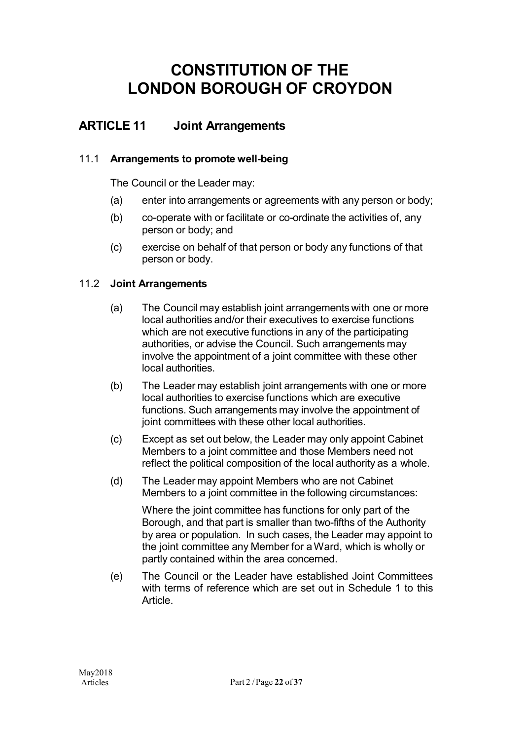# CONSTITUTION OF THE LONDON BOROUGH OF CROYDON

## ARTICLE 11 Joint Arrangements

### 11.1 Arrangements to promote well-being

The Council or the Leader may:

(a) enter into arrangements or agreements with any person or body;

(b) co-operate with or facilitate or co-ordinate the activities of, any person or body; and

(c) exercise on behalf of that person or body any functions of that person or body.

### 11.2 Joint Arrangements

(a) The Council may establish joint arrangements with one or more local authorities and/or their executives to exercise functions which are not executive functions in any of the participating authorities, or advise the Council. Such arrangements may involve the appointment of a joint committee with these other local authorities.

(b) The Leader may establish joint arrangements with one or more local authorities to exercise functions which are executive functions. Such arrangements may involve the appointment of joint committees with these other local authorities.

(c) Except as set out below, the Leader may only appoint Cabinet Members to a joint committee and those Members need not reflect the political composition of the local authority as a whole.

(d) The Leader may appoint Members who are not Cabinet Members to a joint committee in the following circumstances:

Where the joint committee has functions for only part of the Borough, and that part is smaller than two-fifths of the Authority by area or population. In such cases, the Leader may appoint to the joint committee any Member for a Ward, which is wholly or partly contained within the area concerned.

(e) The Council or the Leader have established Joint Committees with terms of reference which are set out in Schedule 1 to this Article.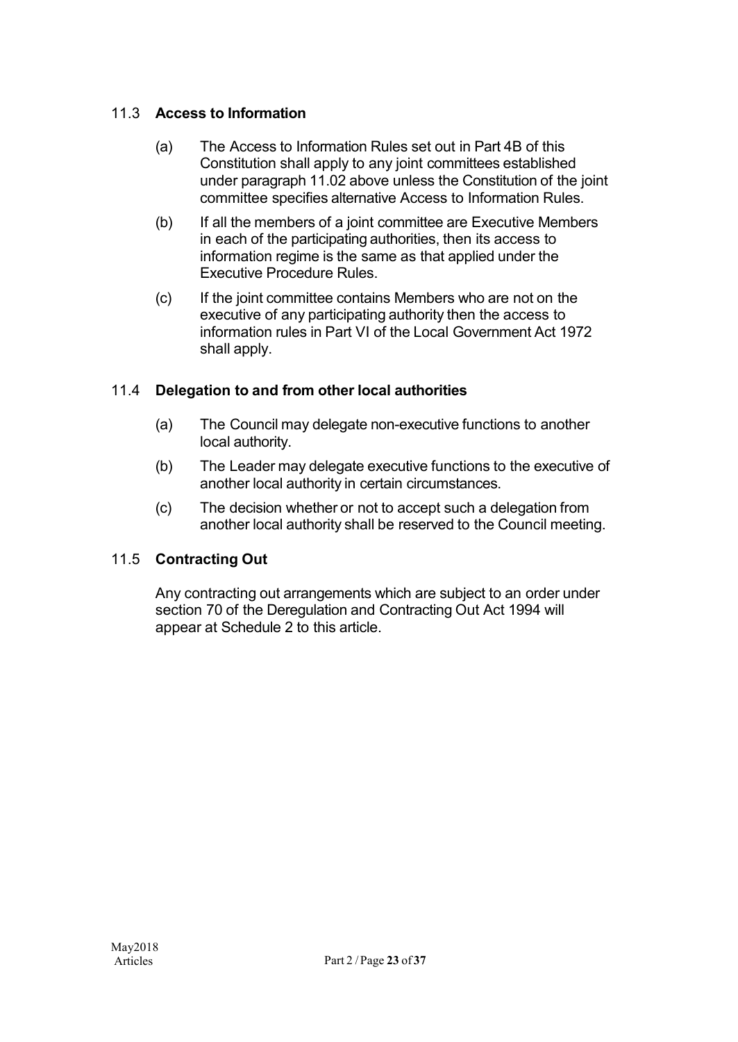### 11.3 **Access to Information**

(a) The Access to Information Rules set out in Part 4B of this Constitution shall apply to any joint committees established under paragraph 11.02 above unless the Constitution of the joint committee specifies alternative Access to Information Rules.

(b) If all the members of a joint committee are Executive Members in each of the participating authorities, then its access to information regime is the same as that applied under the Executive Procedure Rules.

(c) If the joint committee contains Members who are not on the executive of any participating authority then the access to information rules in Part VI of the Local Government Act 1972 shall apply.

### 11.4 **Delegation to and from other local authorities**

(a) The Council may delegate non-executive functions to another local authority.

(b) The Leader may delegate executive functions to the executive of another local authority in certain circumstances.

(c) The decision whether or not to accept such a delegation from another local authority shall be reserved to the Council meeting.

### 11.5 **Contracting Out**

Any contracting out arrangements which are subject to an order under section 70 of the Deregulation and Contracting Out Act 1994 will appear at Schedule 2 to this article.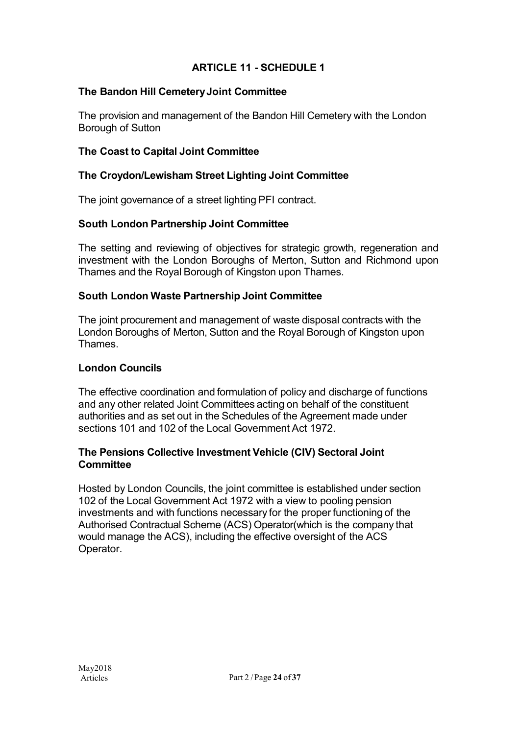## ARTICLE 11 - SCHEDULE 1

### The Bandon Hill Cemetery Joint Committee

The provision and management of the Bandon Hill Cemetery with the London Borough of Sutton

### The Coast to Capital Joint Committee

### The Croydon/Lewisham Street Lighting Joint Committee

The joint governance of a street lighting PFI contract.

### South London Partnership Joint Committee

The setting and reviewing of objectives for strategic growth, regeneration and investment with the London Boroughs of Merton, Sutton and Richmond upon Thames and the Royal Borough of Kingston upon Thames.

### South London Waste Partnership Joint Committee

The joint procurement and management of waste disposal contracts with the London Boroughs of Merton, Sutton and the Royal Borough of Kingston upon Thames.

### London Councils

The effective coordination and formulation of policy and discharge of functions and any other related Joint Committees acting on behalf of the constituent authorities and as set out in the Schedules of the Agreement made under sections 101 and 102 of the Local Government Act 1972.

### The Pensions Collective Investment Vehicle (CIV) Sectoral Joint Committee

Hosted by London Councils, the joint committee is established under section 102 of the Local Government Act 1972 with a view to pooling pension investments and with functions necessary for the proper functioning of the Authorised Contractual Scheme (ACS) Operator(which is the company that would manage the ACS), including the effective oversight of the ACS Operator.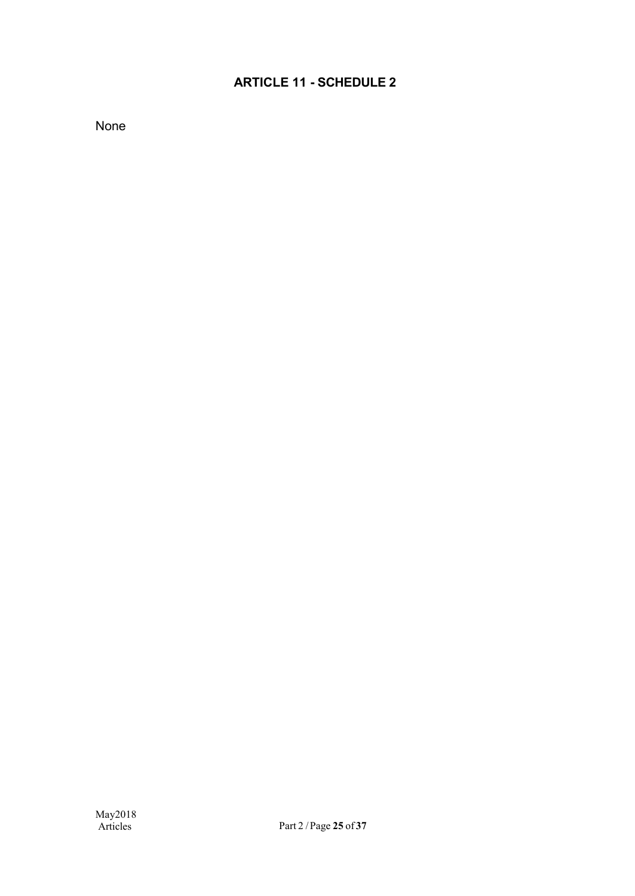## ARTICLE 11 - SCHEDULE 2

None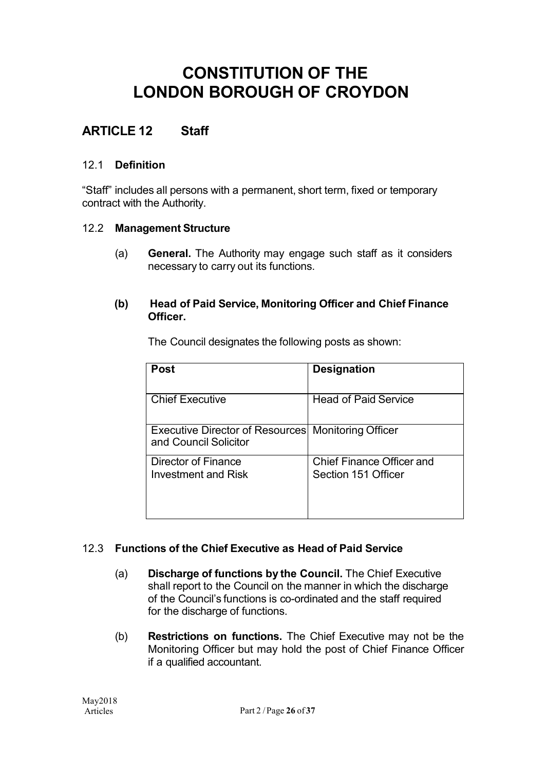# CONSTITUTION OF THE LONDON BOROUGH OF CROYDON

## ARTICLE 12 Staff

### 12.1 Definition

"Staff" includes all persons with a permanent, short term, fixed or temporary contract with the Authority.

### 12.2 Management Structure

(a) **General.** The Authority may engage such staff as it considers necessary to carry out its functions.

**(b) Head of Paid Service, Monitoring Officer and Chief Finance Officer.**

The Council designates the following posts as shown:

| Post | Designation |
|---|---|
| Chief Executive | Head of Paid Service |
| Executive Director of Resources and Council Solicitor | Monitoring Officer |
| Director of Finance Investment and Risk | Chief Finance Officer and Section 151 Officer |

### 12.3 Functions of the Chief Executive as Head of Paid Service

(a) **Discharge of functions by the Council.** The Chief Executive shall report to the Council on the manner in which the discharge of the Council's functions is co-ordinated and the staff required for the discharge of functions.

(b) **Restrictions on functions.** The Chief Executive may not be the Monitoring Officer but may hold the post of Chief Finance Officer if a qualified accountant.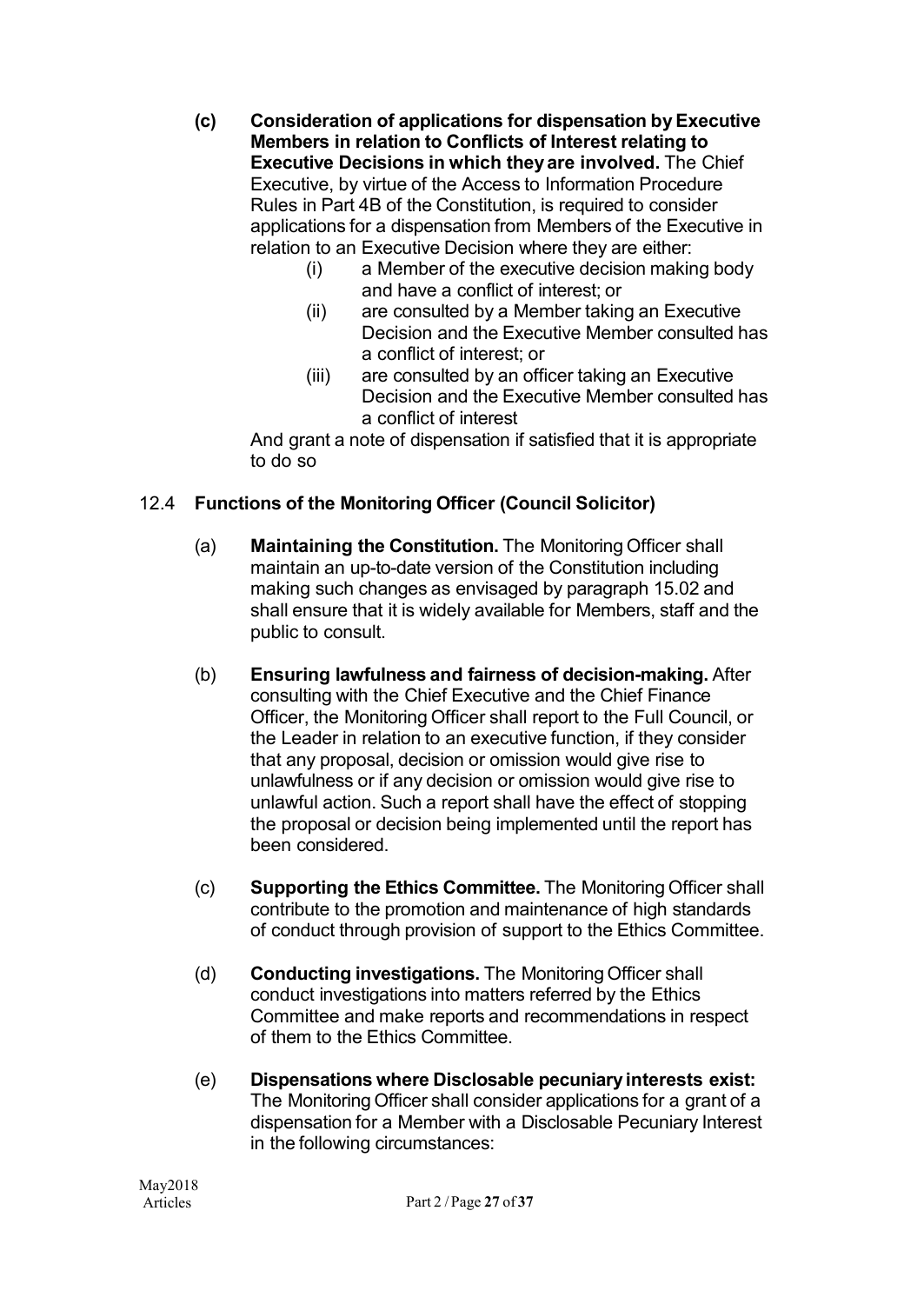**(c) Consideration of applications for dispensation by Executive Members in relation to Conflicts of Interest relating to Executive Decisions in which they are involved.** The Chief Executive, by virtue of the Access to Information Procedure Rules in Part 4B of the Constitution, is required to consider applications for a dispensation from Members of the Executive in relation to an Executive Decision where they are either:

(i) a Member of the executive decision making body and have a conflict of interest; or

(ii) are consulted by a Member taking an Executive Decision and the Executive Member consulted has a conflict of interest; or

(iii) are consulted by an officer taking an Executive Decision and the Executive Member consulted has a conflict of interest

And grant a note of dispensation if satisfied that it is appropriate to do so

### 12.4 Functions of the Monitoring Officer (Council Solicitor)

(a) **Maintaining the Constitution.** The Monitoring Officer shall maintain an up-to-date version of the Constitution including making such changes as envisaged by paragraph 15.02 and shall ensure that it is widely available for Members, staff and the public to consult.

(b) **Ensuring lawfulness and fairness of decision-making.** After consulting with the Chief Executive and the Chief Finance Officer, the Monitoring Officer shall report to the Full Council, or the Leader in relation to an executive function, if they consider that any proposal, decision or omission would give rise to unlawfulness or if any decision or omission would give rise to unlawful action. Such a report shall have the effect of stopping the proposal or decision being implemented until the report has been considered.

(c) **Supporting the Ethics Committee.** The Monitoring Officer shall contribute to the promotion and maintenance of high standards of conduct through provision of support to the Ethics Committee.

(d) **Conducting investigations.** The Monitoring Officer shall conduct investigations into matters referred by the Ethics Committee and make reports and recommendations in respect of them to the Ethics Committee.

(e) **Dispensations where Disclosable pecuniary interests exist:** The Monitoring Officer shall consider applications for a grant of a dispensation for a Member with a Disclosable Pecuniary Interest in the following circumstances: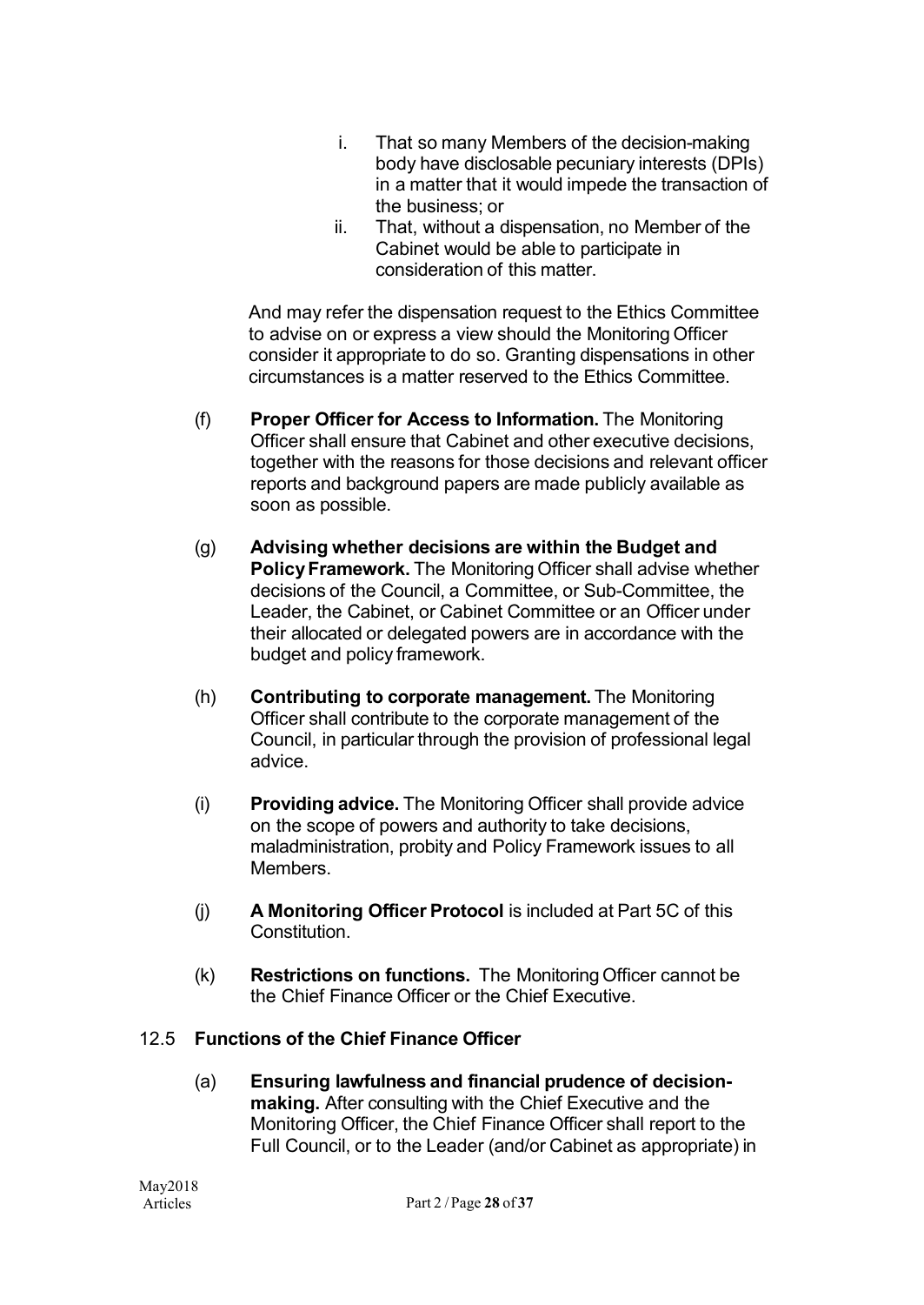i. That so many Members of the decision-making body have disclosable pecuniary interests (DPIs) in a matter that it would impede the transaction of the business; or

ii. That, without a dispensation, no Member of the Cabinet would be able to participate in consideration of this matter.

And may refer the dispensation request to the Ethics Committee to advise on or express a view should the Monitoring Officer consider it appropriate to do so. Granting dispensations in other circumstances is a matter reserved to the Ethics Committee.

(f) **Proper Officer for Access to Information.** The Monitoring Officer shall ensure that Cabinet and other executive decisions, together with the reasons for those decisions and relevant officer reports and background papers are made publicly available as soon as possible.

(g) **Advising whether decisions are within the Budget and Policy Framework.** The Monitoring Officer shall advise whether decisions of the Council, a Committee, or Sub-Committee, the Leader, the Cabinet, or Cabinet Committee or an Officer under their allocated or delegated powers are in accordance with the budget and policy framework.

(h) **Contributing to corporate management.** The Monitoring Officer shall contribute to the corporate management of the Council, in particular through the provision of professional legal advice.

(i) **Providing advice.** The Monitoring Officer shall provide advice on the scope of powers and authority to take decisions, maladministration, probity and Policy Framework issues to all Members.

(j) **A Monitoring Officer Protocol** is included at Part 5C of this Constitution.

(k) **Restrictions on functions.** The Monitoring Officer cannot be the Chief Finance Officer or the Chief Executive.

## 12.5 Functions of the Chief Finance Officer

(a) **Ensuring lawfulness and financial prudence of decision-making.** After consulting with the Chief Executive and the Monitoring Officer, the Chief Finance Officer shall report to the Full Council, or to the Leader (and/or Cabinet as appropriate) in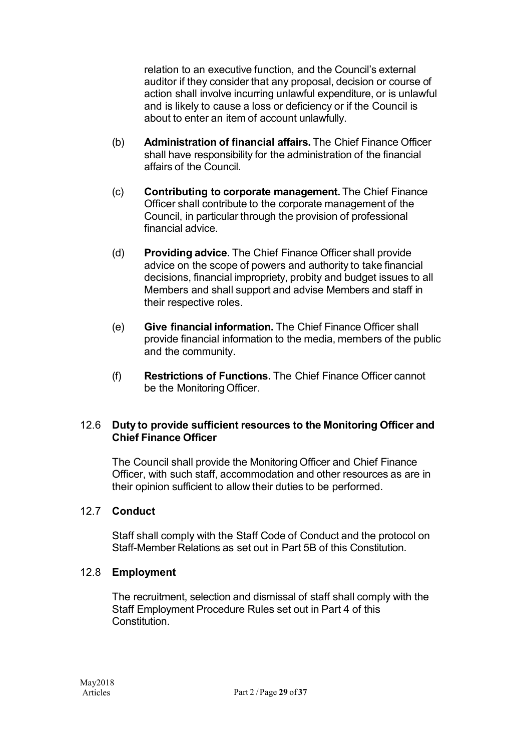relation to an executive function, and the Council's external auditor if they consider that any proposal, decision or course of action shall involve incurring unlawful expenditure, or is unlawful and is likely to cause a loss or deficiency or if the Council is about to enter an item of account unlawfully.

(b) **Administration of financial affairs.** The Chief Finance Officer shall have responsibility for the administration of the financial affairs of the Council.

(c) **Contributing to corporate management.** The Chief Finance Officer shall contribute to the corporate management of the Council, in particular through the provision of professional financial advice.

(d) **Providing advice.** The Chief Finance Officer shall provide advice on the scope of powers and authority to take financial decisions, financial impropriety, probity and budget issues to all Members and shall support and advise Members and staff in their respective roles.

(e) **Give financial information.** The Chief Finance Officer shall provide financial information to the media, members of the public and the community.

(f) **Restrictions of Functions.** The Chief Finance Officer cannot be the Monitoring Officer.

### 12.6 Duty to provide sufficient resources to the Monitoring Officer and Chief Finance Officer

The Council shall provide the Monitoring Officer and Chief Finance Officer, with such staff, accommodation and other resources as are in their opinion sufficient to allow their duties to be performed.

### 12.7 Conduct

Staff shall comply with the Staff Code of Conduct and the protocol on Staff-Member Relations as set out in Part 5B of this Constitution.

### 12.8 Employment

The recruitment, selection and dismissal of staff shall comply with the Staff Employment Procedure Rules set out in Part 4 of this Constitution.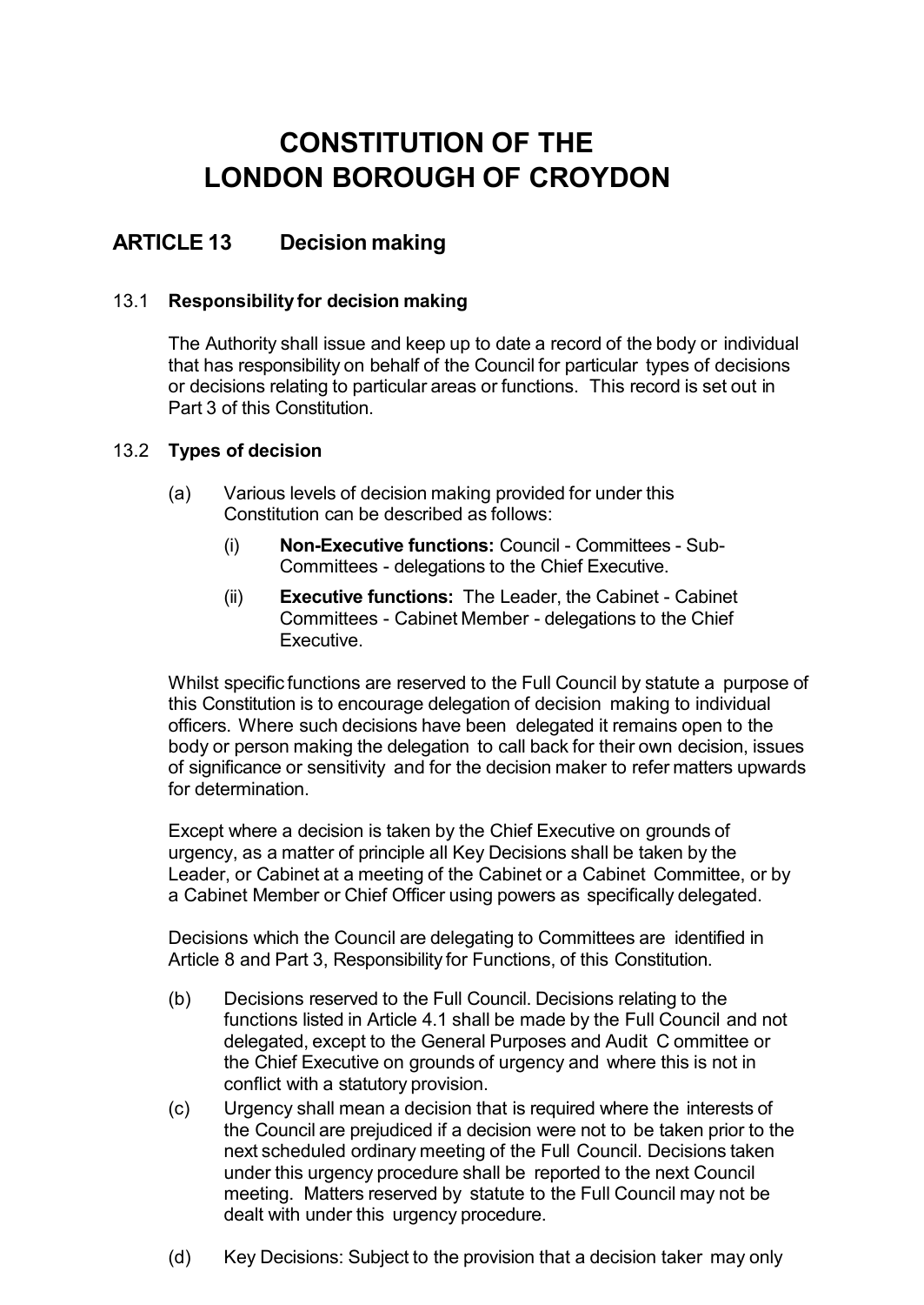# CONSTITUTION OF THE LONDON BOROUGH OF CROYDON

## ARTICLE 13 Decision making

### 13.1 Responsibility for decision making

The Authority shall issue and keep up to date a record of the body or individual that has responsibility on behalf of the Council for particular types of decisions or decisions relating to particular areas or functions. This record is set out in Part 3 of this Constitution.

### 13.2 Types of decision

(a) Various levels of decision making provided for under this Constitution can be described as follows:

(i) **Non-Executive functions:** Council - Committees - Sub-Committees - delegations to the Chief Executive.

(ii) **Executive functions:** The Leader, the Cabinet - Cabinet Committees - Cabinet Member - delegations to the Chief Executive.

Whilst specific functions are reserved to the Full Council by statute a purpose of this Constitution is to encourage delegation of decision making to individual officers. Where such decisions have been delegated it remains open to the body or person making the delegation to call back for their own decision, issues of significance or sensitivity and for the decision maker to refer matters upwards for determination.

Except where a decision is taken by the Chief Executive on grounds of urgency, as a matter of principle all Key Decisions shall be taken by the Leader, or Cabinet at a meeting of the Cabinet or a Cabinet Committee, or by a Cabinet Member or Chief Officer using powers as specifically delegated.

Decisions which the Council are delegating to Committees are identified in Article 8 and Part 3, Responsibility for Functions, of this Constitution.

(b) Decisions reserved to the Full Council. Decisions relating to the functions listed in Article 4.1 shall be made by the Full Council and not delegated, except to the General Purposes and Audit C ommittee or the Chief Executive on grounds of urgency and where this is not in conflict with a statutory provision.

(c) Urgency shall mean a decision that is required where the interests of the Council are prejudiced if a decision were not to be taken prior to the next scheduled ordinary meeting of the Full Council. Decisions taken under this urgency procedure shall be reported to the next Council meeting. Matters reserved by statute to the Full Council may not be dealt with under this urgency procedure.

(d) Key Decisions: Subject to the provision that a decision taker may only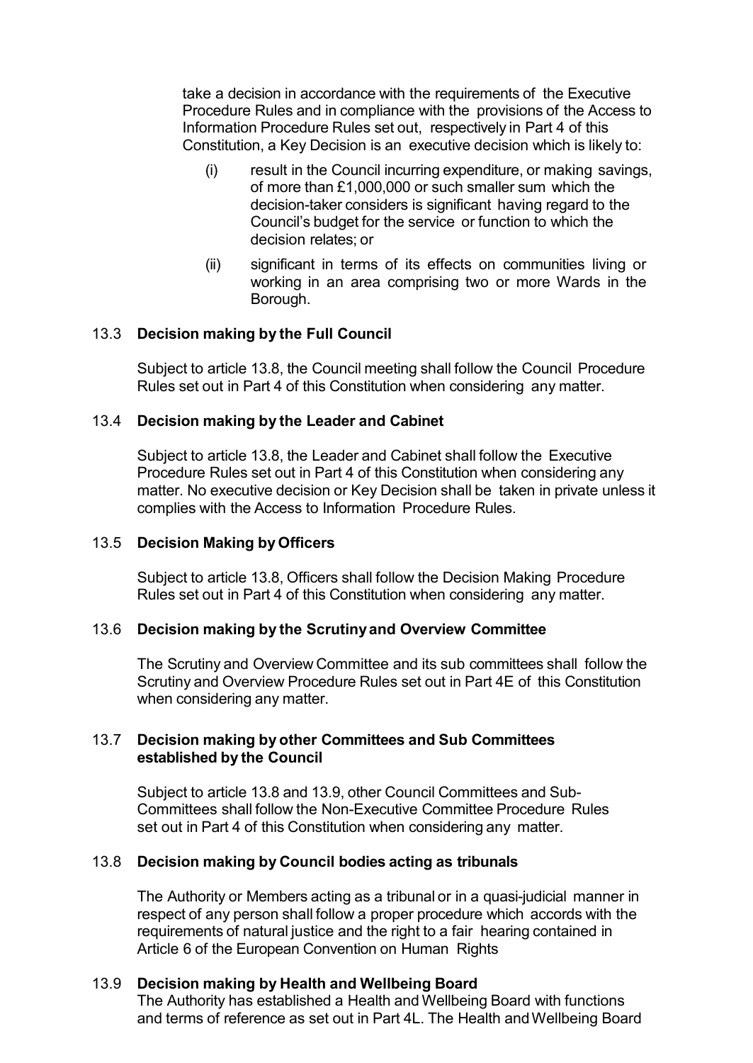take a decision in accordance with the requirements of the Executive Procedure Rules and in compliance with the provisions of the Access to Information Procedure Rules set out, respectively in Part 4 of this Constitution, a Key Decision is an executive decision which is likely to:

(i) result in the Council incurring expenditure, or making savings, of more than £1,000,000 or such smaller sum which the decision-taker considers is significant having regard to the Council's budget for the service or function to which the decision relates; or

(ii) significant in terms of its effects on communities living or working in an area comprising two or more Wards in the Borough.

### 13.3 Decision making by the Full Council

Subject to article 13.8, the Council meeting shall follow the Council Procedure Rules set out in Part 4 of this Constitution when considering any matter.

### 13.4 Decision making by the Leader and Cabinet

Subject to article 13.8, the Leader and Cabinet shall follow the Executive Procedure Rules set out in Part 4 of this Constitution when considering any matter. No executive decision or Key Decision shall be taken in private unless it complies with the Access to Information Procedure Rules.

### 13.5 Decision Making by Officers

Subject to article 13.8, Officers shall follow the Decision Making Procedure Rules set out in Part 4 of this Constitution when considering any matter.

### 13.6 Decision making by the Scrutiny and Overview Committee

The Scrutiny and Overview Committee and its sub committees shall follow the Scrutiny and Overview Procedure Rules set out in Part 4E of this Constitution when considering any matter.

### 13.7 Decision making by other Committees and Sub Committees established by the Council

Subject to article 13.8 and 13.9, other Council Committees and Sub-Committees shall follow the Non-Executive Committee Procedure Rules set out in Part 4 of this Constitution when considering any matter.

### 13.8 Decision making by Council bodies acting as tribunals

The Authority or Members acting as a tribunal or in a quasi-judicial manner in respect of any person shall follow a proper procedure which accords with the requirements of natural justice and the right to a fair hearing contained in Article 6 of the European Convention on Human Rights

### 13.9 Decision making by Health and Wellbeing Board

The Authority has established a Health and Wellbeing Board with functions and terms of reference as set out in Part 4L. The Health and Wellbeing Board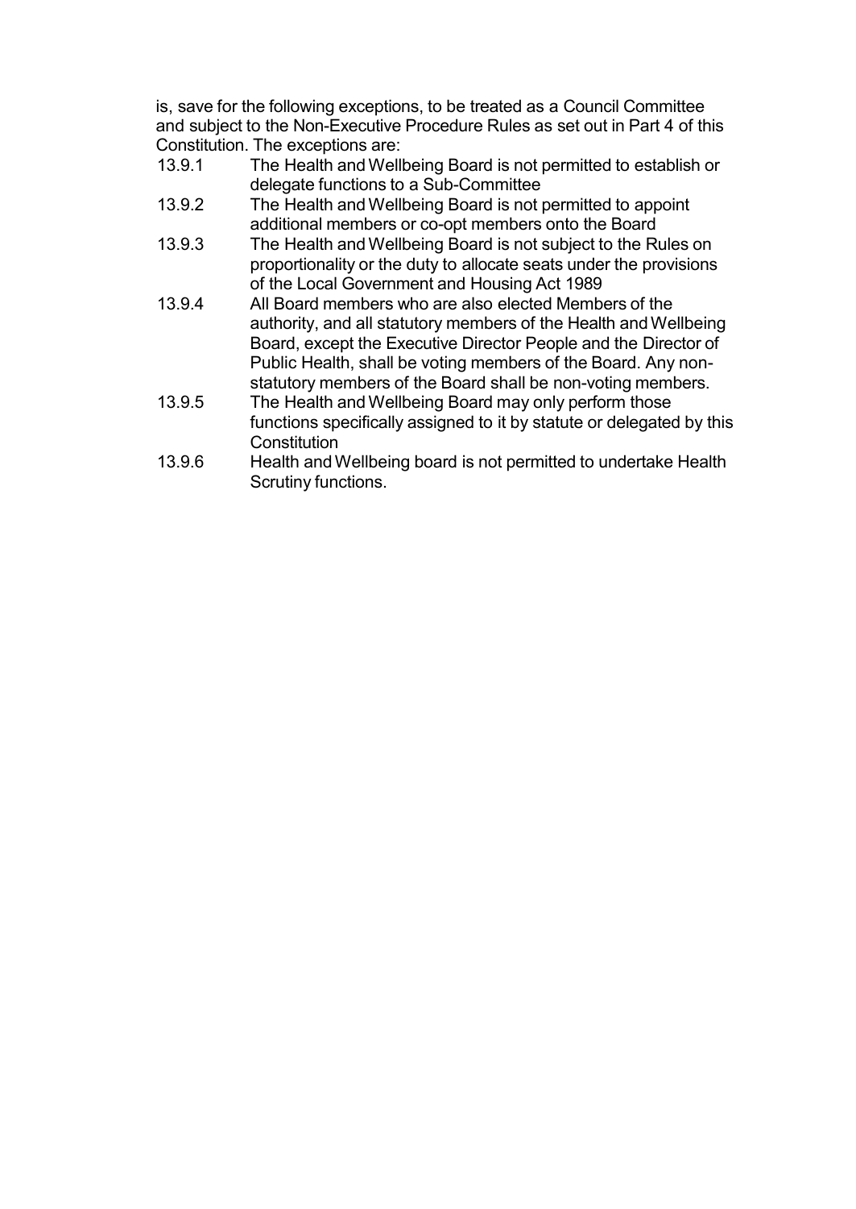is, save for the following exceptions, to be treated as a Council Committee and subject to the Non-Executive Procedure Rules as set out in Part 4 of this Constitution. The exceptions are:

13.9.1 The Health and Wellbeing Board is not permitted to establish or delegate functions to a Sub-Committee

13.9.2 The Health and Wellbeing Board is not permitted to appoint additional members or co-opt members onto the Board

13.9.3 The Health and Wellbeing Board is not subject to the Rules on proportionality or the duty to allocate seats under the provisions of the Local Government and Housing Act 1989

13.9.4 All Board members who are also elected Members of the authority, and all statutory members of the Health and Wellbeing Board, except the Executive Director People and the Director of Public Health, shall be voting members of the Board. Any non-statutory members of the Board shall be non-voting members.

13.9.5 The Health and Wellbeing Board may only perform those functions specifically assigned to it by statute or delegated by this Constitution

13.9.6 Health and Wellbeing board is not permitted to undertake Health Scrutiny functions.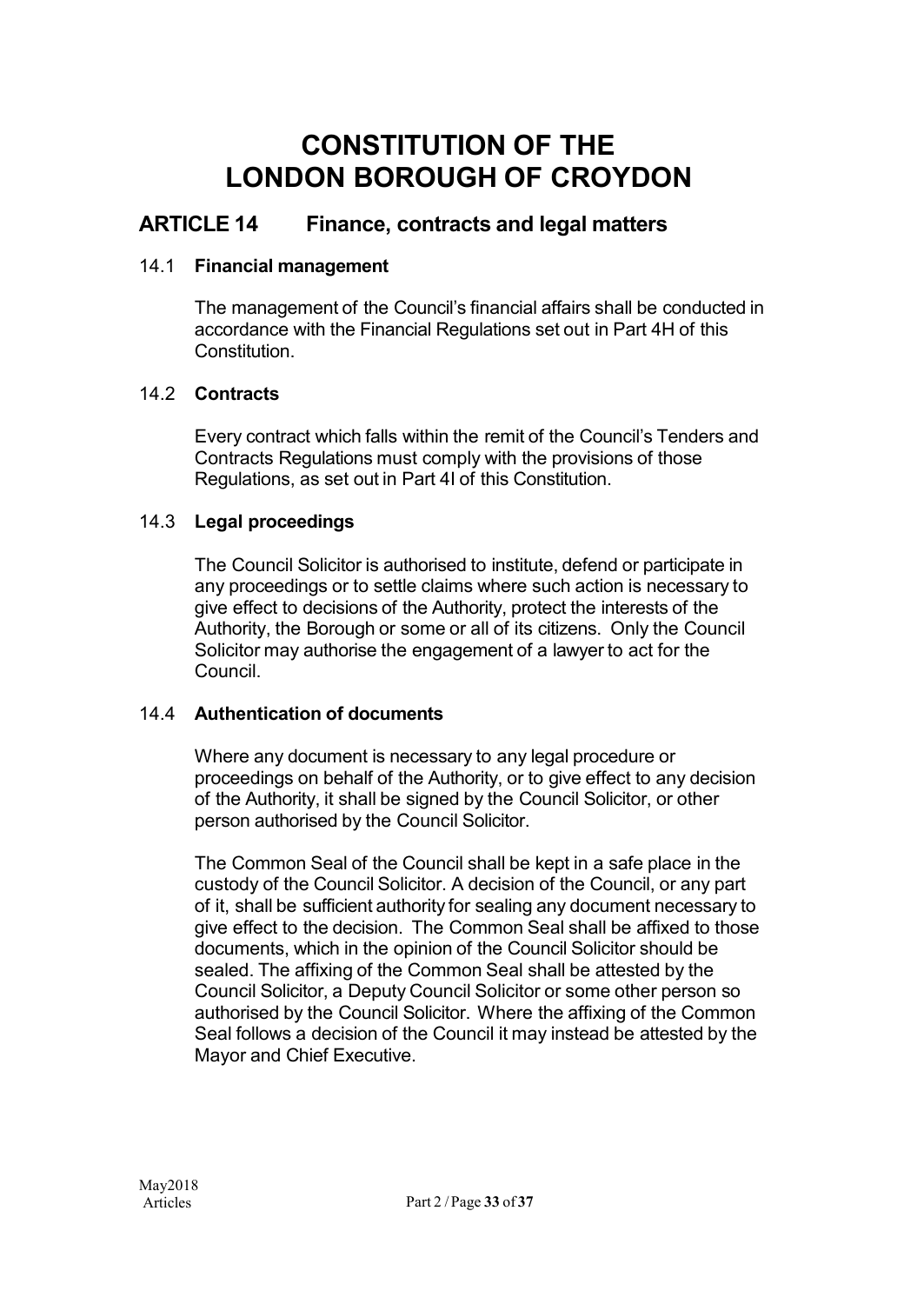# CONSTITUTION OF THE LONDON BOROUGH OF CROYDON

## ARTICLE 14 Finance, contracts and legal matters

### 14.1 Financial management

The management of the Council's financial affairs shall be conducted in accordance with the Financial Regulations set out in Part 4H of this Constitution.

### 14.2 Contracts

Every contract which falls within the remit of the Council's Tenders and Contracts Regulations must comply with the provisions of those Regulations, as set out in Part 4I of this Constitution.

### 14.3 Legal proceedings

The Council Solicitor is authorised to institute, defend or participate in any proceedings or to settle claims where such action is necessary to give effect to decisions of the Authority, protect the interests of the Authority, the Borough or some or all of its citizens. Only the Council Solicitor may authorise the engagement of a lawyer to act for the Council.

### 14.4 Authentication of documents

Where any document is necessary to any legal procedure or proceedings on behalf of the Authority, or to give effect to any decision of the Authority, it shall be signed by the Council Solicitor, or other person authorised by the Council Solicitor.

The Common Seal of the Council shall be kept in a safe place in the custody of the Council Solicitor. A decision of the Council, or any part of it, shall be sufficient authority for sealing any document necessary to give effect to the decision. The Common Seal shall be affixed to those documents, which in the opinion of the Council Solicitor should be sealed. The affixing of the Common Seal shall be attested by the Council Solicitor, a Deputy Council Solicitor or some other person so authorised by the Council Solicitor. Where the affixing of the Common Seal follows a decision of the Council it may instead be attested by the Mayor and Chief Executive.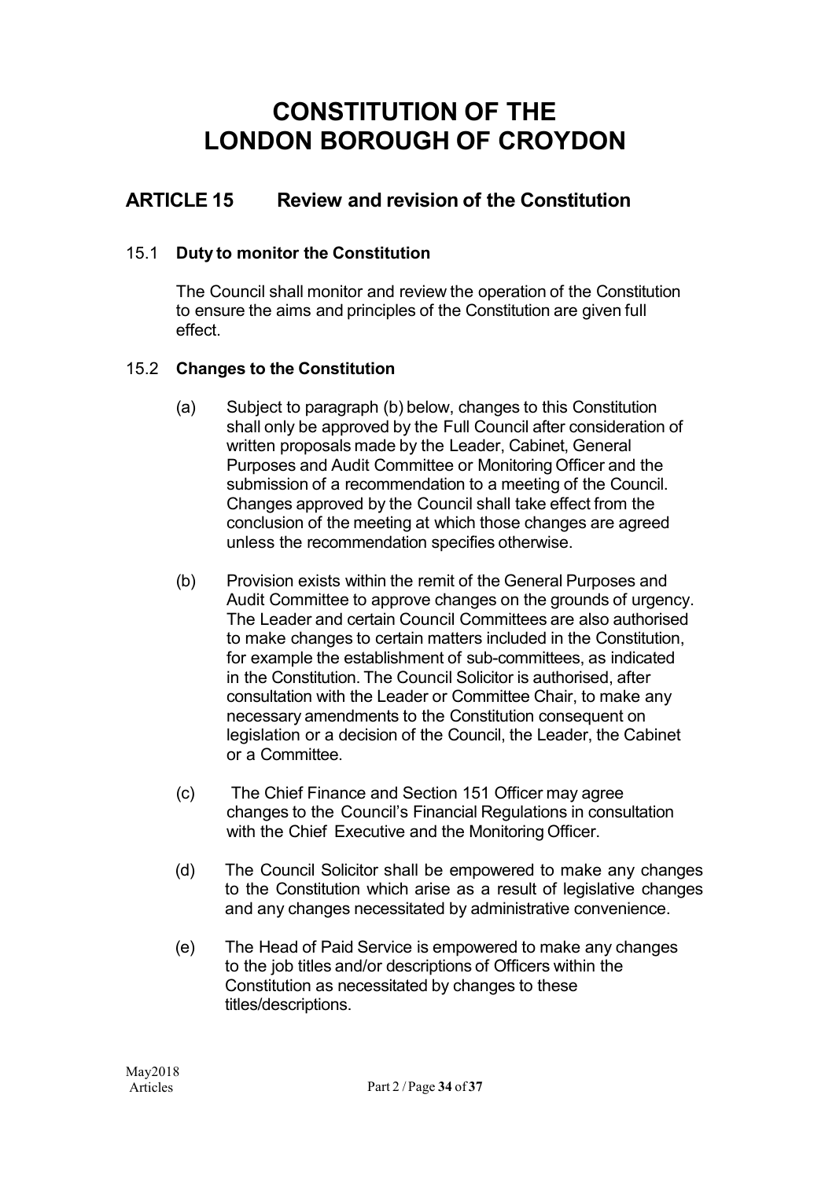# CONSTITUTION OF THE LONDON BOROUGH OF CROYDON

## ARTICLE 15 Review and revision of the Constitution

### 15.1 Duty to monitor the Constitution

The Council shall monitor and review the operation of the Constitution to ensure the aims and principles of the Constitution are given full effect.

### 15.2 Changes to the Constitution

(a) Subject to paragraph (b) below, changes to this Constitution shall only be approved by the Full Council after consideration of written proposals made by the Leader, Cabinet, General Purposes and Audit Committee or Monitoring Officer and the submission of a recommendation to a meeting of the Council. Changes approved by the Council shall take effect from the conclusion of the meeting at which those changes are agreed unless the recommendation specifies otherwise.

(b) Provision exists within the remit of the General Purposes and Audit Committee to approve changes on the grounds of urgency. The Leader and certain Council Committees are also authorised to make changes to certain matters included in the Constitution, for example the establishment of sub-committees, as indicated in the Constitution. The Council Solicitor is authorised, after consultation with the Leader or Committee Chair, to make any necessary amendments to the Constitution consequent on legislation or a decision of the Council, the Leader, the Cabinet or a Committee.

(c) The Chief Finance and Section 151 Officer may agree changes to the Council's Financial Regulations in consultation with the Chief Executive and the Monitoring Officer.

(d) The Council Solicitor shall be empowered to make any changes to the Constitution which arise as a result of legislative changes and any changes necessitated by administrative convenience.

(e) The Head of Paid Service is empowered to make any changes to the job titles and/or descriptions of Officers within the Constitution as necessitated by changes to these titles/descriptions.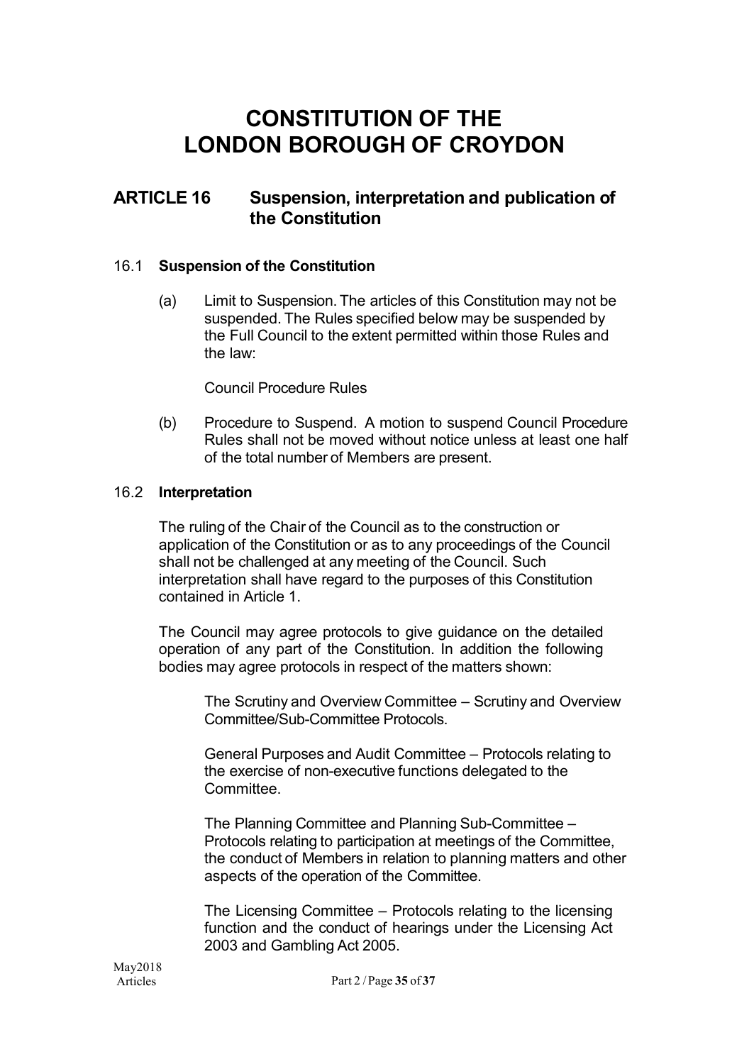# CONSTITUTION OF THE LONDON BOROUGH OF CROYDON

## ARTICLE 16 Suspension, interpretation and publication of the Constitution

### 16.1 Suspension of the Constitution

(a) Limit to Suspension. The articles of this Constitution may not be suspended. The Rules specified below may be suspended by the Full Council to the extent permitted within those Rules and the law:

Council Procedure Rules

(b) Procedure to Suspend. A motion to suspend Council Procedure Rules shall not be moved without notice unless at least one half of the total number of Members are present.

### 16.2 Interpretation

The ruling of the Chair of the Council as to the construction or application of the Constitution or as to any proceedings of the Council shall not be challenged at any meeting of the Council. Such interpretation shall have regard to the purposes of this Constitution contained in Article 1.

The Council may agree protocols to give guidance on the detailed operation of any part of the Constitution. In addition the following bodies may agree protocols in respect of the matters shown:

The Scrutiny and Overview Committee – Scrutiny and Overview Committee/Sub-Committee Protocols.

General Purposes and Audit Committee – Protocols relating to the exercise of non-executive functions delegated to the Committee.

The Planning Committee and Planning Sub-Committee – Protocols relating to participation at meetings of the Committee, the conduct of Members in relation to planning matters and other aspects of the operation of the Committee.

The Licensing Committee – Protocols relating to the licensing function and the conduct of hearings under the Licensing Act 2003 and Gambling Act 2005.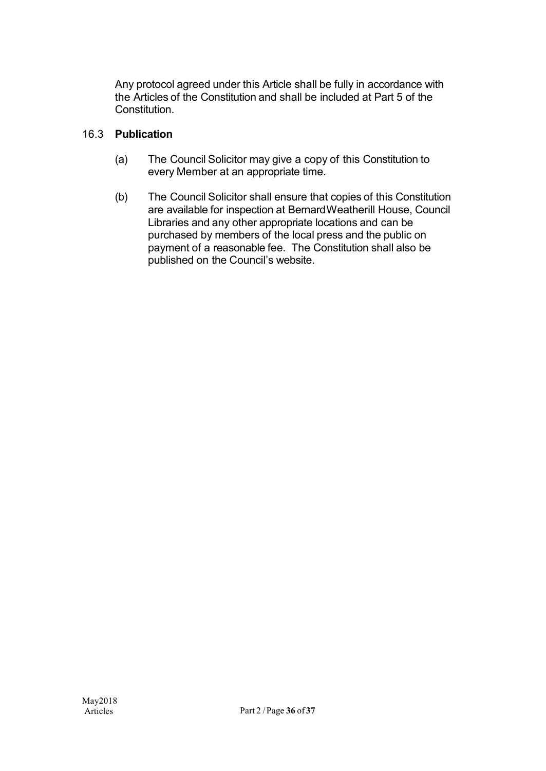Any protocol agreed under this Article shall be fully in accordance with the Articles of the Constitution and shall be included at Part 5 of the Constitution.

### 16.3 **Publication**

(a) The Council Solicitor may give a copy of this Constitution to every Member at an appropriate time.

(b) The Council Solicitor shall ensure that copies of this Constitution are available for inspection at BernardWeatherill House, Council Libraries and any other appropriate locations and can be purchased by members of the local press and the public on payment of a reasonable fee. The Constitution shall also be published on the Council's website.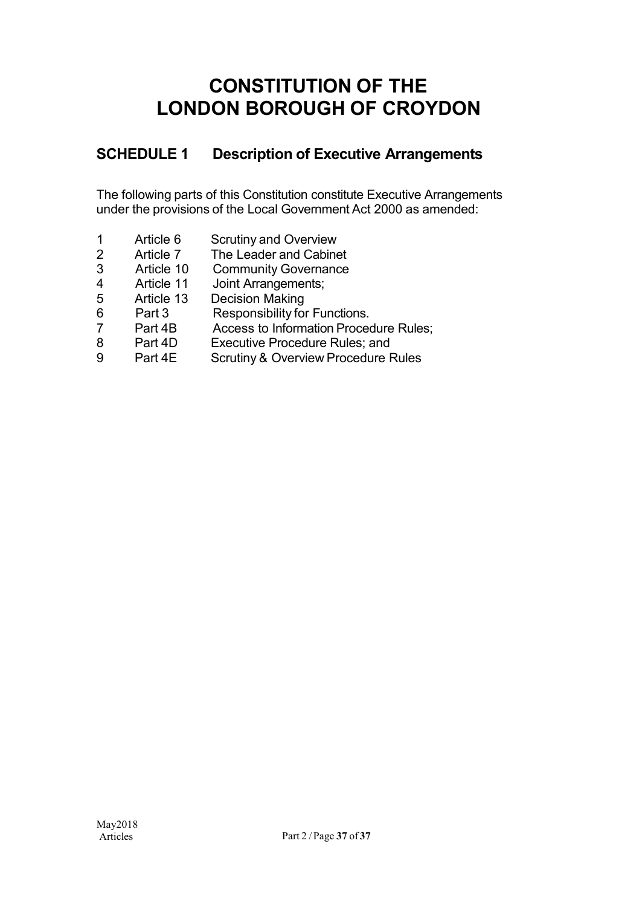# CONSTITUTION OF THE LONDON BOROUGH OF CROYDON

## SCHEDULE 1 Description of Executive Arrangements

The following parts of this Constitution constitute Executive Arrangements under the provisions of the Local Government Act 2000 as amended:

| | | |
|---|---|---|
| 1 | Article 6 | Scrutiny and Overview |
| 2 | Article 7 | The Leader and Cabinet |
| 3 | Article 10 | Community Governance |
| 4 | Article 11 | Joint Arrangements; |
| 5 | Article 13 | Decision Making |
| 6 | Part 3 | Responsibility for Functions. |
| 7 | Part 4B | Access to Information Procedure Rules; |
| 8 | Part 4D | Executive Procedure Rules; and |
| 9 | Part 4E | Scrutiny & Overview Procedure Rules |